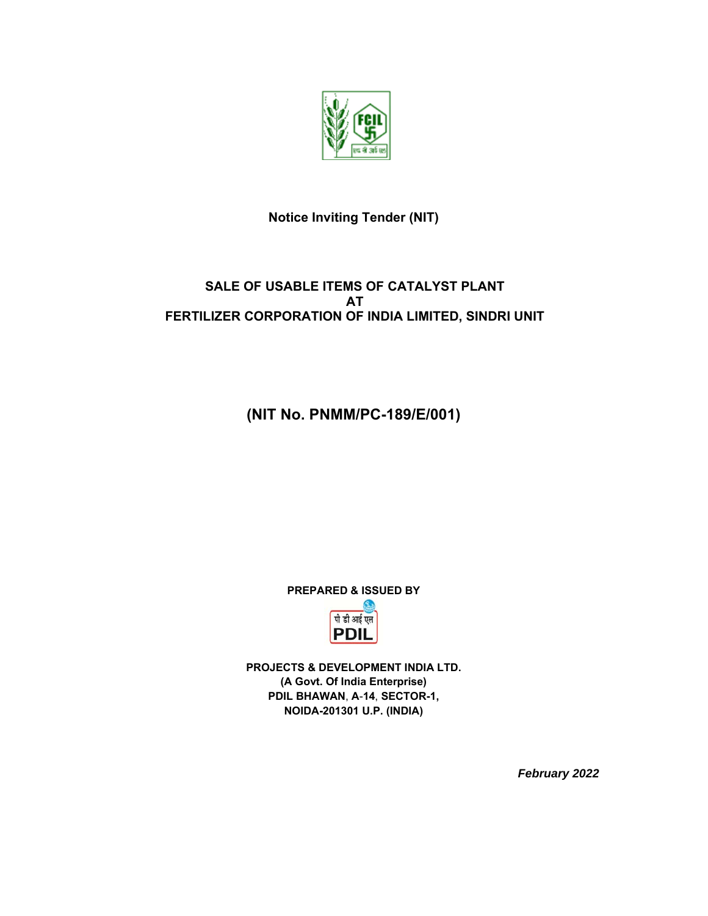# Notice Inviting Tender (NIT)

## SALE OF USABLE ITEMS OF CATALYST PLANT AT FERTILIZER CORPORATION OF INDIA LIMITED, SINDRI UNIT

## (NIT No. PNMM/PC-189/E/001)

**PREPARED & ISSUED BY**

**PROJECTS & DEVELOPMENT INDIA LTD.**
**(A Govt. Of India Enterprise)**
**PDIL BHAWAN, A-14, SECTOR-1,**
**NOIDA-201301 U.P. (INDIA)**

***February 2022***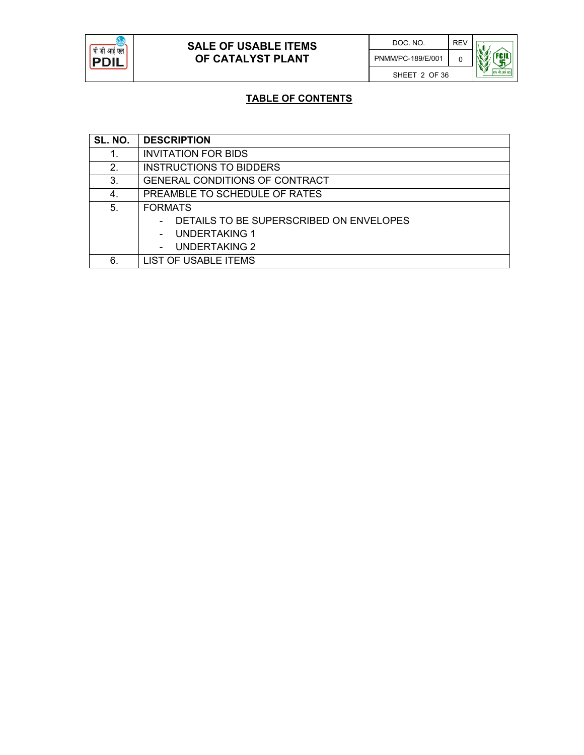## TABLE OF CONTENTS

| SL. NO. | DESCRIPTION |
|---|---|
| 1. | INVITATION FOR BIDS |
| 2. | INSTRUCTIONS TO BIDDERS |
| 3. | GENERAL CONDITIONS OF CONTRACT |
| 4. | PREAMBLE TO SCHEDULE OF RATES |
| 5. | FORMATS<br>- DETAILS TO BE SUPERSCRIBED ON ENVELOPES<br>- UNDERTAKING 1<br>- UNDERTAKING 2 |
| 6. | LIST OF USABLE ITEMS |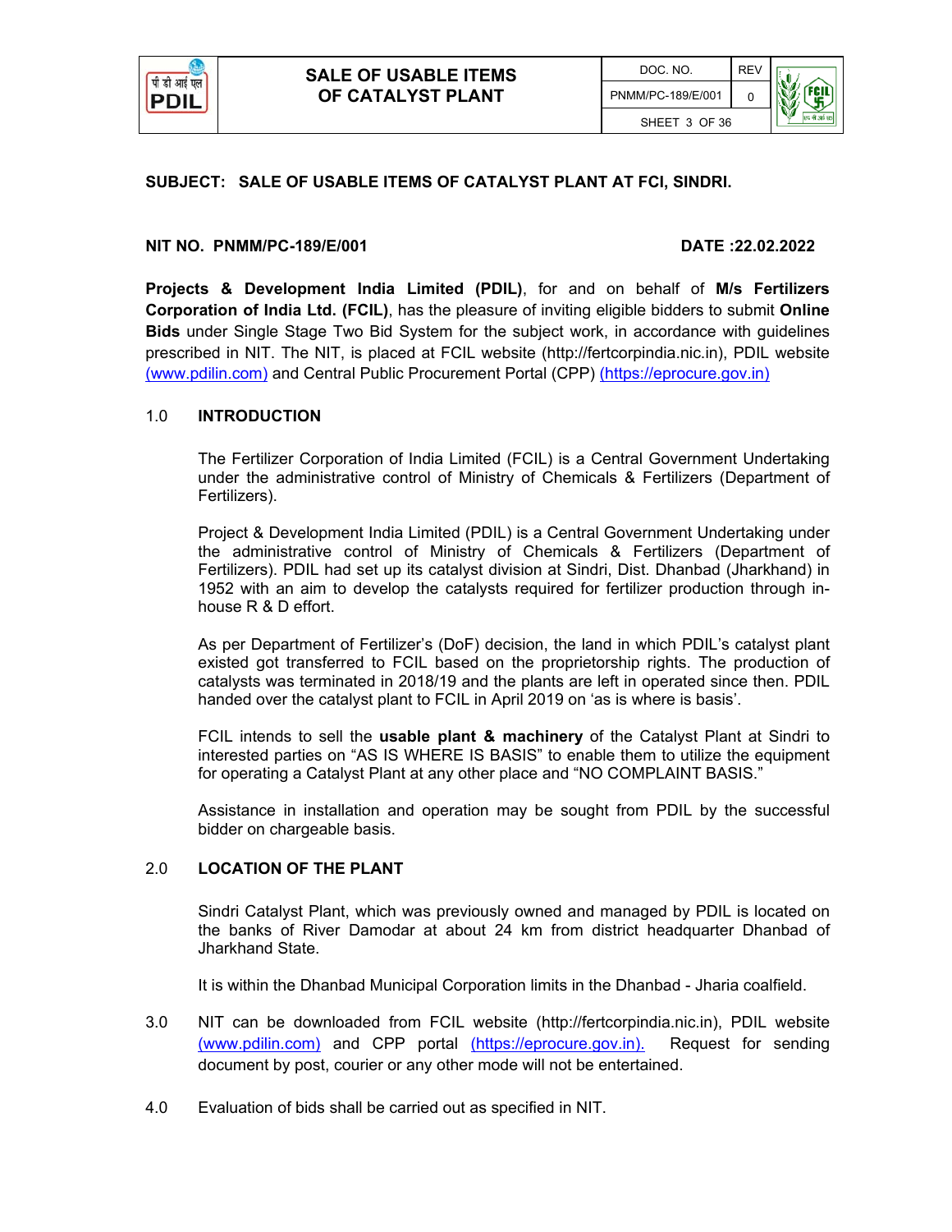**SUBJECT: SALE OF USABLE ITEMS OF CATALYST PLANT AT FCI, SINDRI.**

**NIT NO. PNMM/PC-189/E/001** **DATE :22.02.2022**

**Projects & Development India Limited (PDIL)**, for and on behalf of **M/s Fertilizers Corporation of India Ltd. (FCIL)**, has the pleasure of inviting eligible bidders to submit **Online Bids** under Single Stage Two Bid System for the subject work, in accordance with guidelines prescribed in NIT. The NIT, is placed at FCIL website (http://fertcorpindia.nic.in), PDIL website (www.pdilin.com) and Central Public Procurement Portal (CPP) (https://eprocure.gov.in)

## 1.0 INTRODUCTION

The Fertilizer Corporation of India Limited (FCIL) is a Central Government Undertaking under the administrative control of Ministry of Chemicals & Fertilizers (Department of Fertilizers).

Project & Development India Limited (PDIL) is a Central Government Undertaking under the administrative control of Ministry of Chemicals & Fertilizers (Department of Fertilizers). PDIL had set up its catalyst division at Sindri, Dist. Dhanbad (Jharkhand) in 1952 with an aim to develop the catalysts required for fertilizer production through in-house R & D effort.

As per Department of Fertilizer's (DoF) decision, the land in which PDIL's catalyst plant existed got transferred to FCIL based on the proprietorship rights. The production of catalysts was terminated in 2018/19 and the plants are left in operated since then. PDIL handed over the catalyst plant to FCIL in April 2019 on 'as is where basis'.

FCIL intends to sell the **usable plant & machinery** of the Catalyst Plant at Sindri to interested parties on "AS IS WHERE IS BASIS" to enable them to utilize the equipment for operating a Catalyst Plant at any other place and "NO COMPLAINT BASIS."

Assistance in installation and operation may be sought from PDIL by the successful bidder on chargeable basis.

## 2.0 LOCATION OF THE PLANT

Sindri Catalyst Plant, which was previously owned and managed by PDIL is located on the banks of River Damodar at about 24 km from district headquarter Dhanbad of Jharkhand State.

It is within the Dhanbad Municipal Corporation limits in the Dhanbad - Jharia coalfield.

3.0 NIT can be downloaded from FCIL website (http://fertcorpindia.nic.in), PDIL website (www.pdilin.com) and CPP portal (https://eprocure.gov.in). Request for sending document by post, courier or any other mode will not be entertained.

4.0 Evaluation of bids shall be carried out as specified in NIT.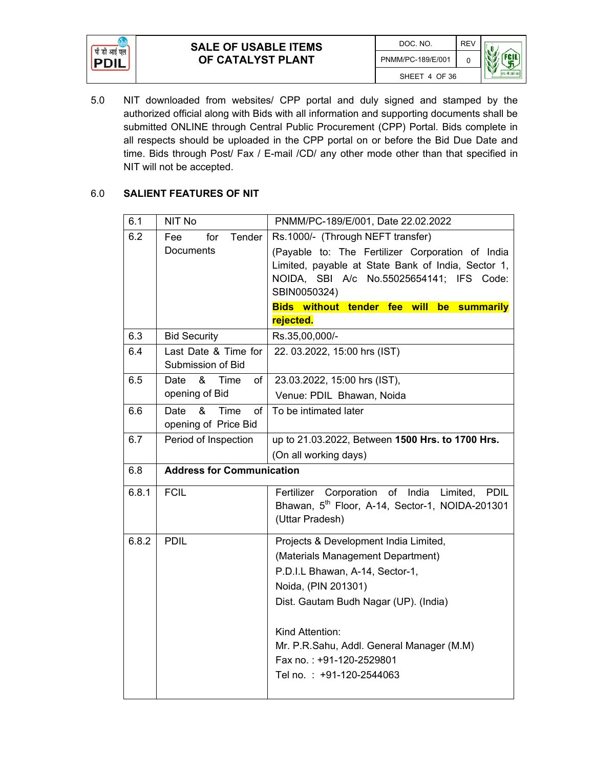5.0 NIT downloaded from websites/ CPP portal and duly signed and stamped by the authorized official along with Bids with all information and supporting documents shall be submitted ONLINE through Central Public Procurement (CPP) Portal. Bids complete in all respects should be uploaded in the CPP portal on or before the Bid Due Date and time. Bids through Post/ Fax / E-mail /CD/ any other mode other than that specified in NIT will not be accepted.

## 6.0 SALIENT FEATURES OF NIT

| | | |
|---|---|---|
| 6.1 | NIT No | PNMM/PC-189/E/001, Date 22.02.2022 |
| 6.2 | Fee for Tender Documents | Rs.1000/- (Through NEFT transfer)<br>(Payable to: The Fertilizer Corporation of India Limited, payable at State Bank of India, Sector 1, NOIDA, SBI A/c No.55025654141; IFS Code: SBIN0050324)<br>**Bids without tender fee will be summarily rejected.** |
| 6.3 | Bid Security | Rs.35,00,000/- |
| 6.4 | Last Date & Time for Submission of Bid | 22. 03.2022, 15:00 hrs (IST) |
| 6.5 | Date & Time of opening of Bid | 23.03.2022, 15:00 hrs (IST),<br>Venue: PDIL Bhawan, Noida |
| 6.6 | Date & Time of opening of Price Bid | To be intimated later |
| 6.7 | Period of Inspection | up to 21.03.2022, Between **1500 Hrs. to 1700 Hrs.**<br>(On all working days) |
| 6.8 | **Address for Communication** | |
| 6.8.1 | FCIL | Fertilizer Corporation of India Limited, PDIL Bhawan, 5th Floor, A-14, Sector-1, NOIDA-201301 (Uttar Pradesh) |
| 6.8.2 | PDIL | Projects & Development India Limited,<br>(Materials Management Department)<br>P.D.I.L Bhawan, A-14, Sector-1,<br>Noida, (PIN 201301)<br>Dist. Gautam Budh Nagar (UP). (India)<br><br>Kind Attention:<br>Mr. P.R.Sahu, Addl. General Manager (M.M)<br>Fax no. : +91-120-2529801<br>Tel no. : +91-120-2544063 |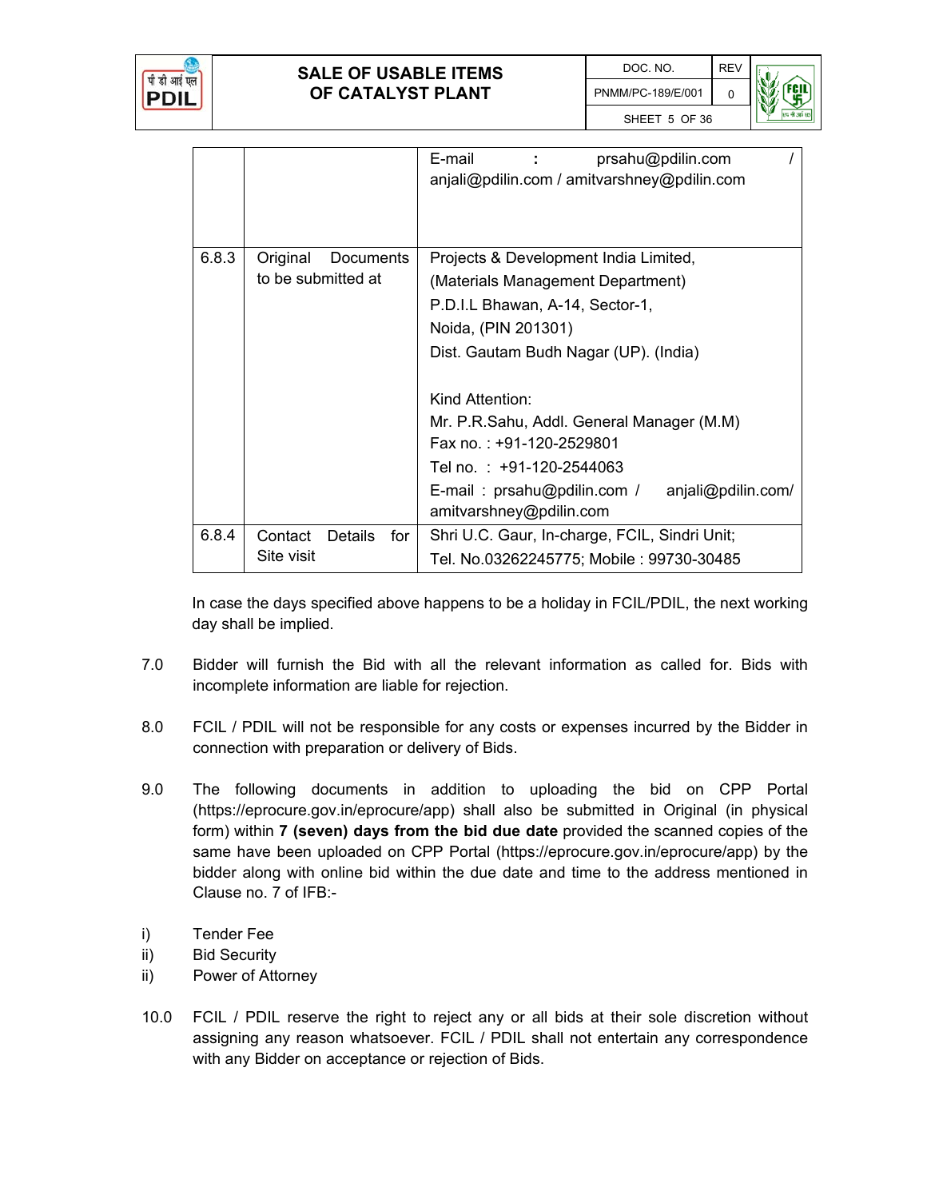|  |  |  |
|---|---|---|
|  |  | E-mail : prsahu@pdilin.com / anjali@pdilin.com / amitvarshney@pdilin.com |
| 6.8.3 | Original Documents to be submitted at | Projects & Development India Limited,<br>(Materials Management Department)<br>P.D.I.L Bhawan, A-14, Sector-1,<br>Noida, (PIN 201301)<br>Dist. Gautam Budh Nagar (UP). (India)<br><br>Kind Attention:<br>Mr. P.R.Sahu, Addl. General Manager (M.M)<br>Fax no. : +91-120-2529801<br>Tel no. : +91-120-2544063<br>E-mail : prsahu@pdilin.com / anjali@pdilin.com/ amitvarshney@pdilin.com |
| 6.8.4 | Contact Details for Site visit | Shri U.C. Gaur, In-charge, FCIL, Sindri Unit;<br>Tel. No.03262245775; Mobile : 99730-30485 |

In case the days specified above happens to be a holiday in FCIL/PDIL, the next working day shall be implied.

7.0 Bidder will furnish the Bid with all the relevant information as called for. Bids with incomplete information are liable for rejection.

8.0 FCIL / PDIL will not be responsible for any costs or expenses incurred by the Bidder in connection with preparation or delivery of Bids.

9.0 The following documents in addition to uploading the bid on CPP Portal (https://eprocure.gov.in/eprocure/app) shall also be submitted in Original (in physical form) within **7 (seven) days from the bid due date** provided the scanned copies of the same have been uploaded on CPP Portal (https://eprocure.gov.in/eprocure/app) by the bidder along with online bid within the due date and time to the address mentioned in Clause no. 7 of IFB:-

i) Tender Fee
ii) Bid Security
ii) Power of Attorney

10.0 FCIL / PDIL reserve the right to reject any or all bids at their sole discretion without assigning any reason whatsoever. FCIL / PDIL shall not entertain any correspondence with any Bidder on acceptance or rejection of Bids.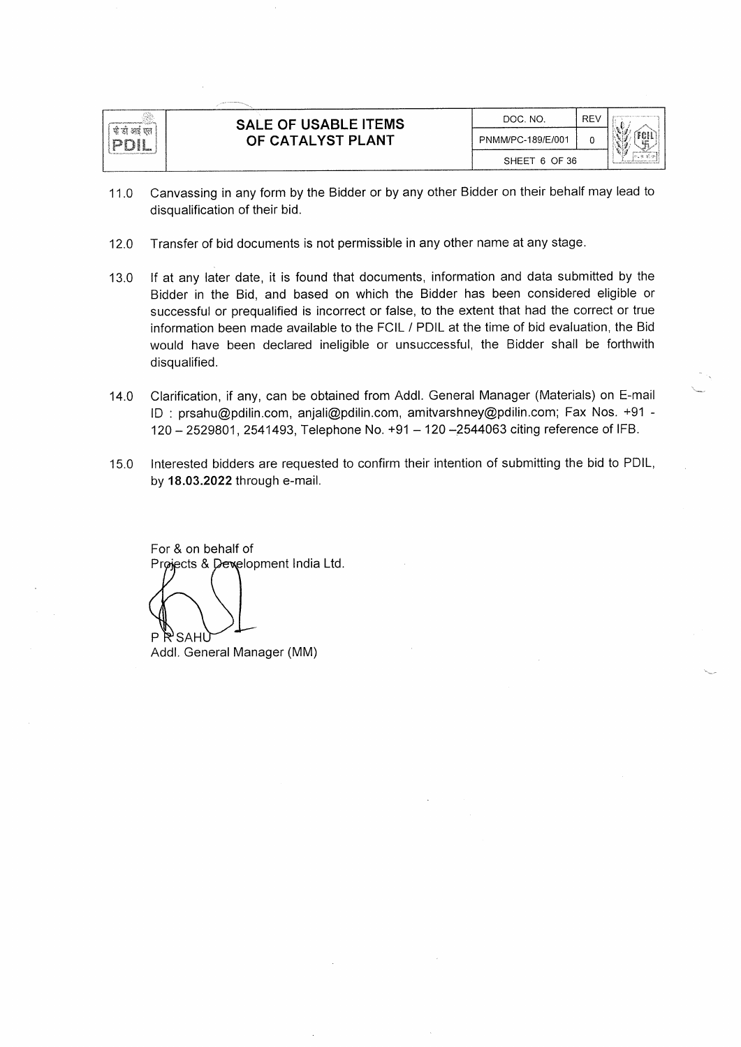11.0 Canvassing in any form by the Bidder or by any other Bidder on their behalf may lead to disqualification of their bid.

12.0 Transfer of bid documents is not permissible in any other name at any stage.

13.0 If at any later date, it is found that documents, information and data submitted by the Bidder in the Bid, and based on which the Bidder has been considered eligible or successful or prequalified is incorrect or false, to the extent that had the correct or true information been made available to the FCIL / PDIL at the time of bid evaluation, the Bid would have been declared ineligible or unsuccessful, the Bidder shall be forthwith disqualified.

14.0 Clarification, if any, can be obtained from Addl. General Manager (Materials) on E-mail ID : prsahu@pdilin.com, anjali@pdilin.com, amitvarshney@pdilin.com; Fax Nos. +91 - 120 – 2529801, 2541493, Telephone No. +91 – 120 –2544063 citing reference of IFB.

15.0 Interested bidders are requested to confirm their intention of submitting the bid to PDIL, by **18.03.2022** through e-mail.

For & on behalf of
Projects & Development India Ltd.

P R SAHU
Addl. General Manager (MM)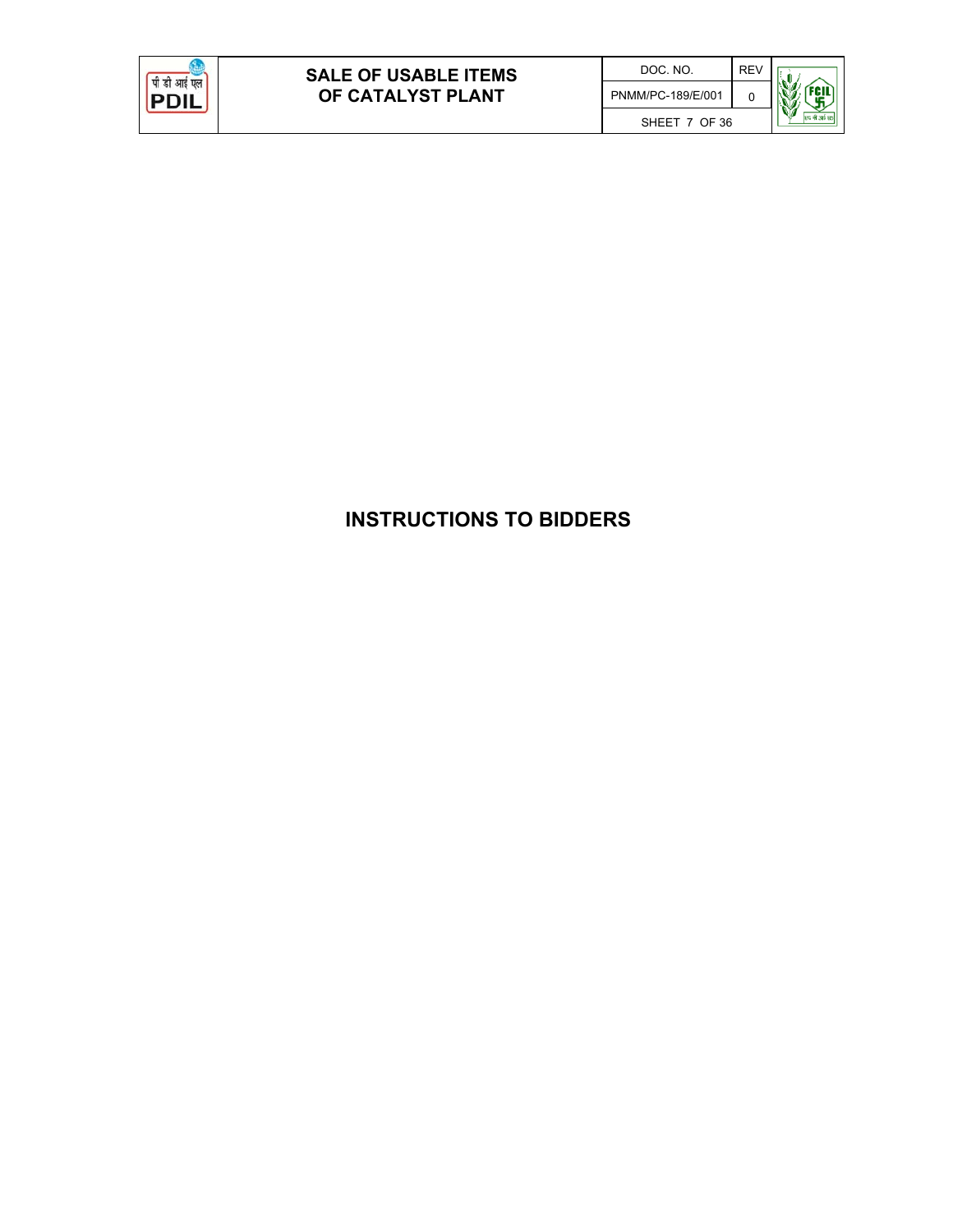# INSTRUCTIONS TO BIDDERS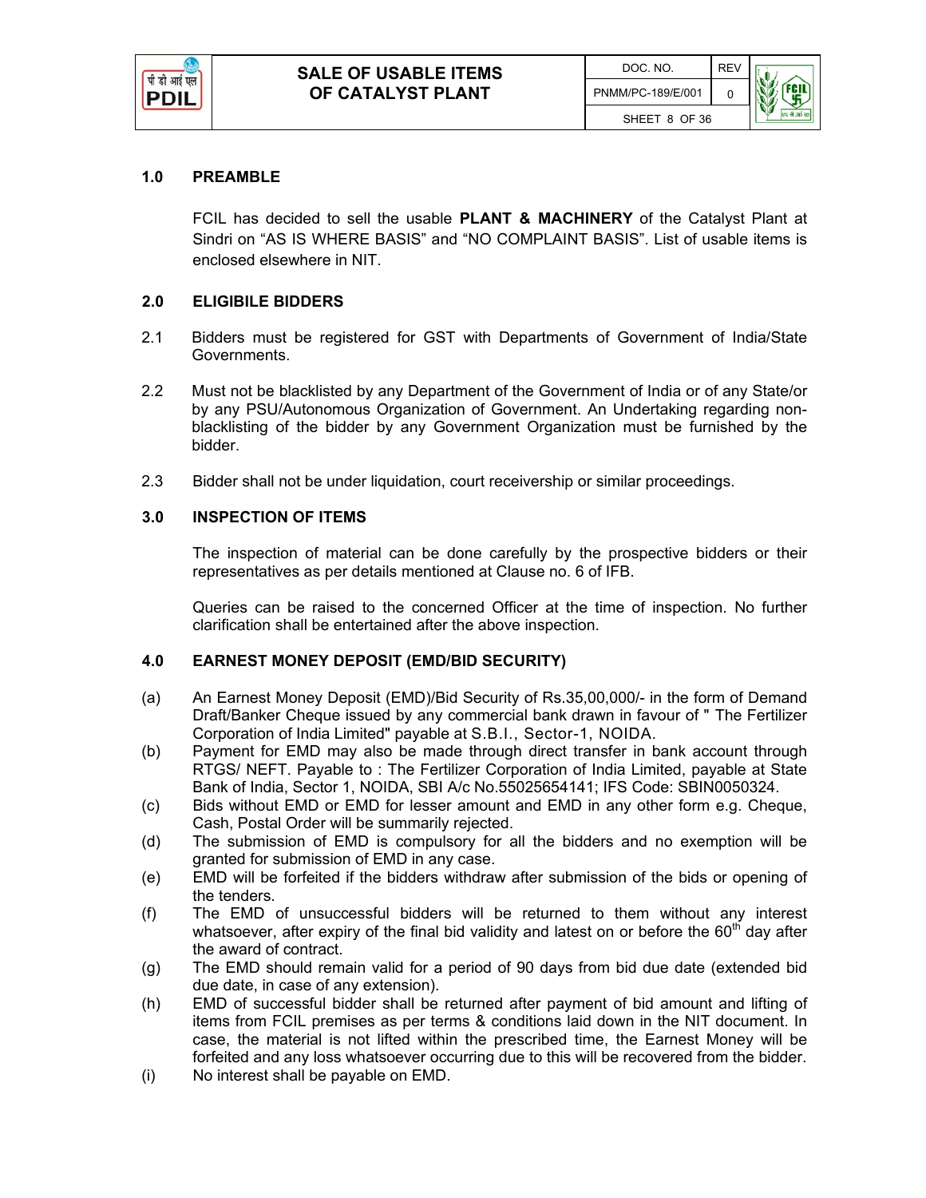## 1.0 PREAMBLE

FCIL has decided to sell the usable **PLANT & MACHINERY** of the Catalyst Plant at Sindri on “AS IS WHERE BASIS” and “NO COMPLAINT BASIS”. List of usable items is enclosed elsewhere in NIT.

## 2.0 ELIGIBILE BIDDERS

2.1 Bidders must be registered for GST with Departments of Government of India/State Governments.

2.2 Must not be blacklisted by any Department of the Government of India or of any State/or by any PSU/Autonomous Organization of Government. An Undertaking regarding non-blacklisting of the bidder by any Government Organization must be furnished by the bidder.

2.3 Bidder shall not be under liquidation, court receivership or similar proceedings.

## 3.0 INSPECTION OF ITEMS

The inspection of material can be done carefully by the prospective bidders or their representatives as per details mentioned at Clause no. 6 of IFB.

Queries can be raised to the concerned Officer at the time of inspection. No further clarification shall be entertained after the above inspection.

## 4.0 EARNEST MONEY DEPOSIT (EMD/BID SECURITY)

(a) An Earnest Money Deposit (EMD)/Bid Security of Rs.35,00,000/- in the form of Demand Draft/Banker Cheque issued by any commercial bank drawn in favour of " The Fertilizer Corporation of India Limited" payable at S.B.I., Sector-1, NOIDA.

(b) Payment for EMD may also be made through direct transfer in bank account through RTGS/ NEFT. Payable to : The Fertilizer Corporation of India Limited, payable at State Bank of India, Sector 1, NOIDA, SBI A/c No.55025654141; IFS Code: SBIN0050324.

(c) Bids without EMD or EMD for lesser amount and EMD in any other form e.g. Cheque, Cash, Postal Order will be summarily rejected.

(d) The submission of EMD is compulsory for all the bidders and no exemption will be granted for submission of EMD in any case.

(e) EMD will be forfeited if the bidders withdraw after submission of the bids or opening of the tenders.

(f) The EMD of unsuccessful bidders will be returned to them without any interest whatsoever, after expiry of the final bid validity and latest on or before the 60th day after the award of contract.

(g) The EMD should remain valid for a period of 90 days from bid due date (extended bid due date, in case of any extension).

(h) EMD of successful bidder shall be returned after payment of bid amount and lifting of items from FCIL premises as per terms & conditions laid down in the NIT document. In case, the material is not lifted within the prescribed time, the Earnest Money will be forfeited and any loss whatsoever occurring due to this will be recovered from the bidder.

(i) No interest shall be payable on EMD.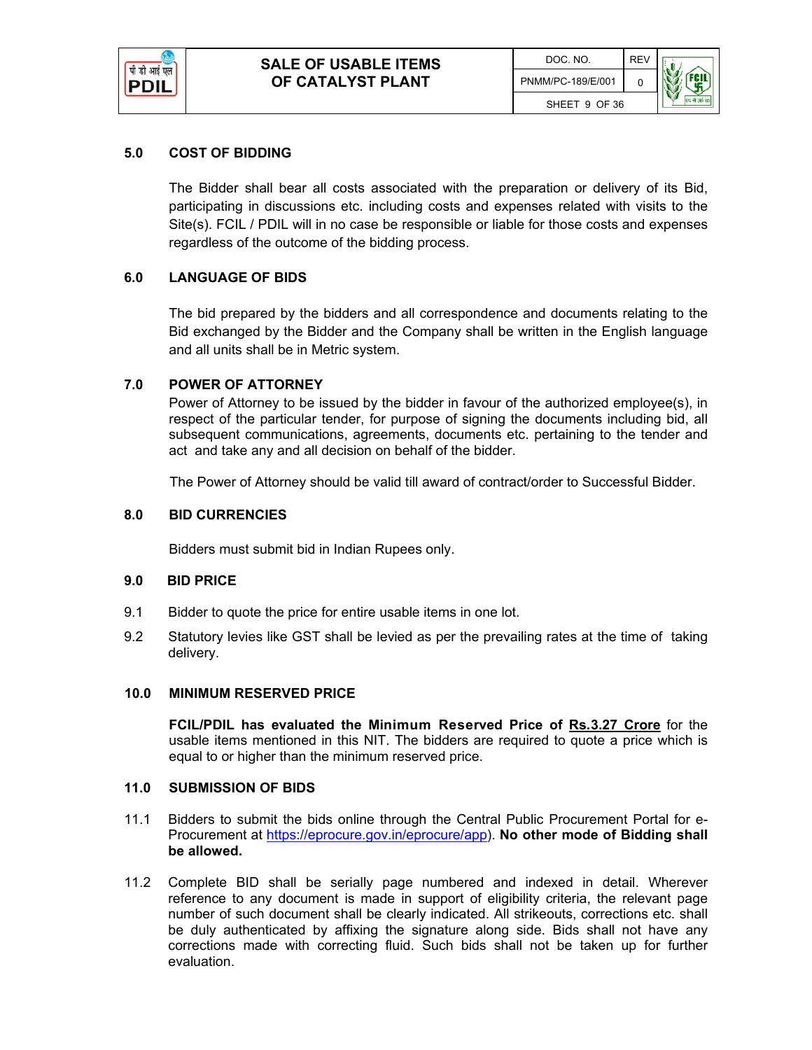## 5.0 COST OF BIDDING

The Bidder shall bear all costs associated with the preparation or delivery of its Bid, participating in discussions etc. including costs and expenses related with visits to the Site(s). FCIL / PDIL will in no case be responsible or liable for those costs and expenses regardless of the outcome of the bidding process.

## 6.0 LANGUAGE OF BIDS

The bid prepared by the bidders and all correspondence and documents relating to the Bid exchanged by the Bidder and the Company shall be written in the English language and all units shall be in Metric system.

## 7.0 POWER OF ATTORNEY

Power of Attorney to be issued by the bidder in favour of the authorized employee(s), in respect of the particular tender, for purpose of signing the documents including bid, all subsequent communications, agreements, documents etc. pertaining to the tender and act and take any and all decision on behalf of the bidder.

The Power of Attorney should be valid till award of contract/order to Successful Bidder.

## 8.0 BID CURRENCIES

Bidders must submit bid in Indian Rupees only.

## 9.0 BID PRICE

9.1 Bidder to quote the price for entire usable items in one lot.

9.2 Statutory levies like GST shall be levied as per the prevailing rates at the time of taking delivery.

## 10.0 MINIMUM RESERVED PRICE

**FCIL/PDIL has evaluated the Minimum Reserved Price of <u>Rs.3.27 Crore</u>** for the usable items mentioned in this NIT. The bidders are required to quote a price which is equal to or higher than the minimum reserved price.

## 11.0 SUBMISSION OF BIDS

11.1 Bidders to submit the bids online through the Central Public Procurement Portal for e-Procurement at https://eprocure.gov.in/eprocure/app). **No other mode of Bidding shall be allowed.**

11.2 Complete BID shall be serially page numbered and indexed in detail. Wherever reference to any document is made in support of eligibility criteria, the relevant page number of such document shall be clearly indicated. All strikeouts, corrections etc. shall be duly authenticated by affixing the signature along side. Bids shall not have any corrections made with correcting fluid. Such bids shall not be taken up for further evaluation.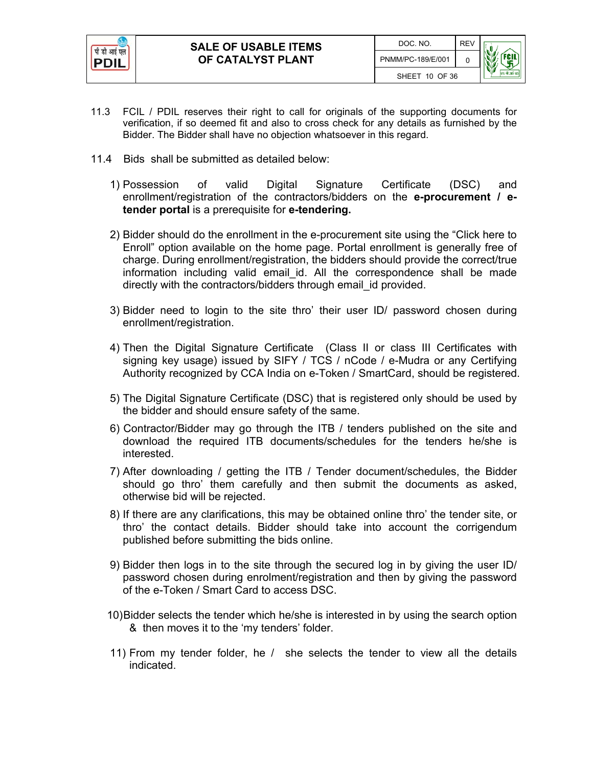11.3 FCIL / PDIL reserves their right to call for originals of the supporting documents for verification, if so deemed fit and also to cross check for any details as furnished by the Bidder. The Bidder shall have no objection whatsoever in this regard.

11.4 Bids shall be submitted as detailed below:

1) Possession of valid Digital Signature Certificate (DSC) and enrollment/registration of the contractors/bidders on the **e-procurement / e-tender portal** is a prerequisite for **e-tendering.**

2) Bidder should do the enrollment in the e-procurement site using the "Click here to Enroll" option available on the home page. Portal enrollment is generally free of charge. During enrollment/registration, the bidders should provide the correct/true information including valid email_id. All the correspondence shall be made directly with the contractors/bidders through email_id provided.

3) Bidder need to login to the site thro' their user ID/ password chosen during enrollment/registration.

4) Then the Digital Signature Certificate (Class II or class III Certificates with signing key usage) issued by SIFY / TCS / nCode / e-Mudra or any Certifying Authority recognized by CCA India on e-Token / SmartCard, should be registered.

5) The Digital Signature Certificate (DSC) that is registered only should be used by the bidder and should ensure safety of the same.

6) Contractor/Bidder may go through the ITB / tenders published on the site and download the required ITB documents/schedules for the tenders he/she is interested.

7) After downloading / getting the ITB / Tender document/schedules, the Bidder should go thro' them carefully and then submit the documents as asked, otherwise bid will be rejected.

8) If there are any clarifications, this may be obtained online thro' the tender site, or thro' the contact details. Bidder should take into account the corrigendum published before submitting the bids online.

9) Bidder then logs in to the site through the secured log in by giving the user ID/ password chosen during enrolment/registration and then by giving the password of the e-Token / Smart Card to access DSC.

10) Bidder selects the tender which he/she is interested in by using the search option & then moves it to the 'my tenders' folder.

11) From my tender folder, he / she selects the tender to view all the details indicated.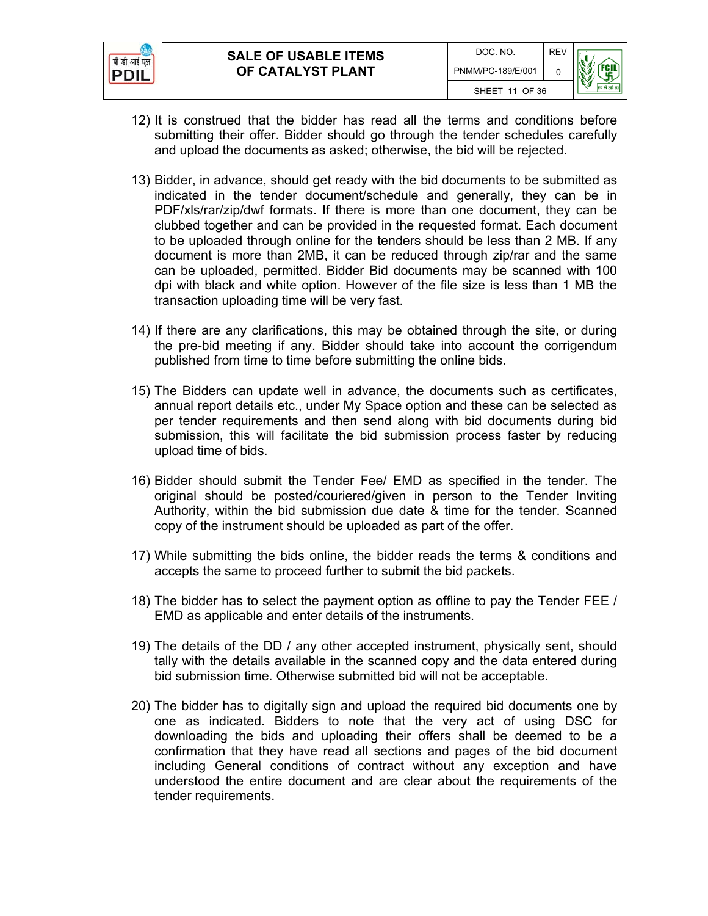12) It is construed that the bidder has read all the terms and conditions before submitting their offer. Bidder should go through the tender schedules carefully and upload the documents as asked; otherwise, the bid will be rejected.

13) Bidder, in advance, should get ready with the bid documents to be submitted as indicated in the tender document/schedule and generally, they can be in PDF/xls/rar/zip/dwf formats. If there is more than one document, they can be clubbed together and can be provided in the requested format. Each document to be uploaded through online for the tenders should be less than 2 MB. If any document is more than 2MB, it can be reduced through zip/rar and the same can be uploaded, permitted. Bidder Bid documents may be scanned with 100 dpi with black and white option. However of the file size is less than 1 MB the transaction uploading time will be very fast.

14) If there are any clarifications, this may be obtained through the site, or during the pre-bid meeting if any. Bidder should take into account the corrigendum published from time to time before submitting the online bids.

15) The Bidders can update well in advance, the documents such as certificates, annual report details etc., under My Space option and these can be selected as per tender requirements and then send along with bid documents during bid submission, this will facilitate the bid submission process faster by reducing upload time of bids.

16) Bidder should submit the Tender Fee/ EMD as specified in the tender. The original should be posted/couriered/given in person to the Tender Inviting Authority, within the bid submission due date & time for the tender. Scanned copy of the instrument should be uploaded as part of the offer.

17) While submitting the bids online, the bidder reads the terms & conditions and accepts the same to proceed further to submit the bid packets.

18) The bidder has to select the payment option as offline to pay the Tender FEE / EMD as applicable and enter details of the instruments.

19) The details of the DD / any other accepted instrument, physically sent, should tally with the details available in the scanned copy and the data entered during bid submission time. Otherwise submitted bid will not be acceptable.

20) The bidder has to digitally sign and upload the required bid documents one by one as indicated. Bidders to note that the very act of using DSC for downloading the bids and uploading their offers shall be deemed to be a confirmation that they have read all sections and pages of the bid document including General conditions of contract without any exception and have understood the entire document and are clear about the requirements of the tender requirements.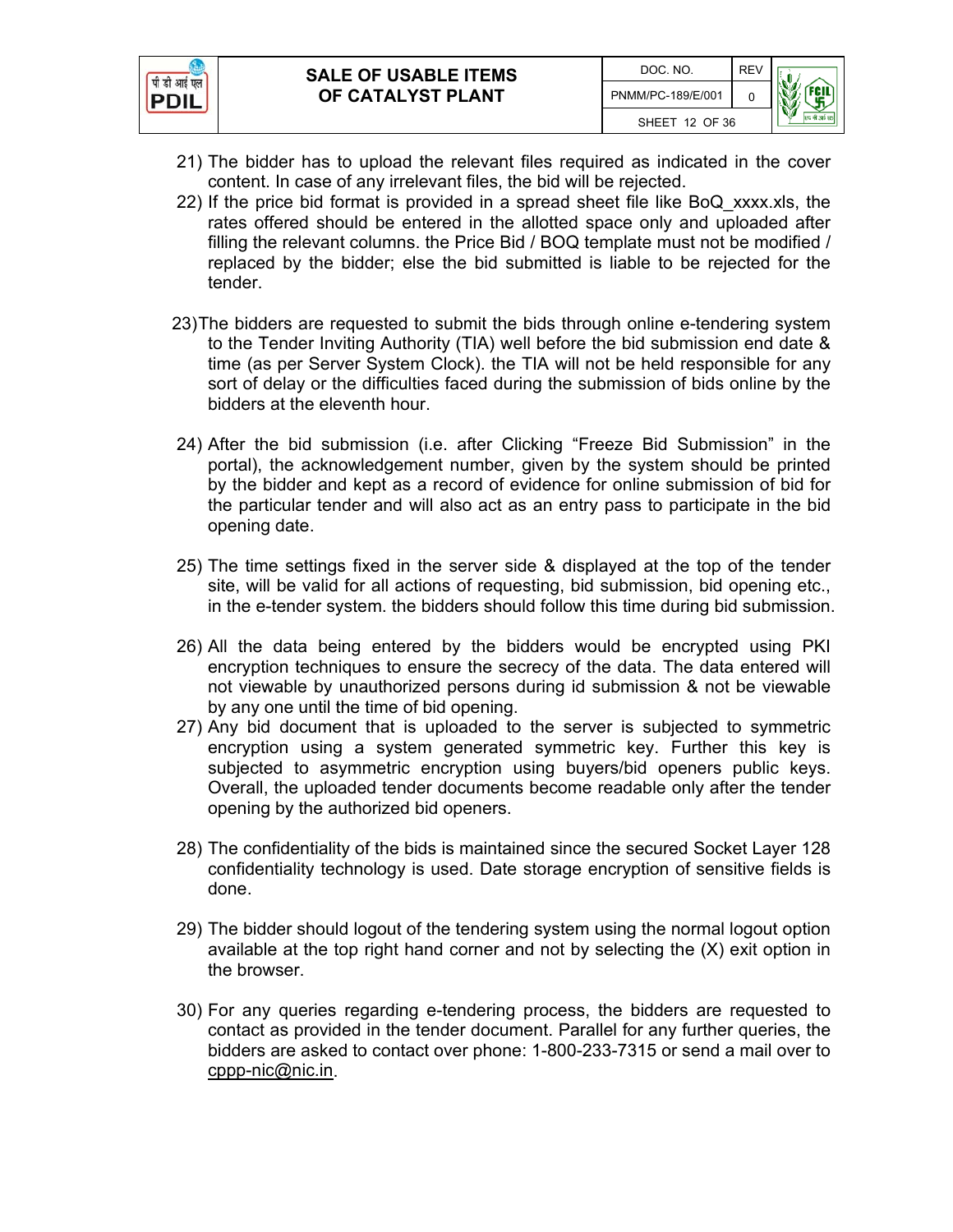21) The bidder has to upload the relevant files required as indicated in the cover content. In case of any irrelevant files, the bid will be rejected.
22) If the price bid format is provided in a spread sheet file like BoQ_xxxx.xls, the rates offered should be entered in the allotted space only and uploaded after filling the relevant columns. the Price Bid / BOQ template must not be modified / replaced by the bidder; else the bid submitted is liable to be rejected for the tender.

23) The bidders are requested to submit the bids through online e-tendering system to the Tender Inviting Authority (TIA) well before the bid submission end date & time (as per Server System Clock). the TIA will not be held responsible for any sort of delay or the difficulties faced during the submission of bids online by the bidders at the eleventh hour.

24) After the bid submission (i.e. after Clicking "Freeze Bid Submission" in the portal), the acknowledgement number, given by the system should be printed by the bidder and kept as a record of evidence for online submission of bid for the particular tender and will also act as an entry pass to participate in the bid opening date.

25) The time settings fixed in the server side & displayed at the top of the tender site, will be valid for all actions of requesting, bid submission, bid opening etc., in the e-tender system. the bidders should follow this time during bid submission.

26) All the data being entered by the bidders would be encrypted using PKI encryption techniques to ensure the secrecy of the data. The data entered will not viewable by unauthorized persons during id submission & not be viewable by any one until the time of bid opening.
27) Any bid document that is uploaded to the server is subjected to symmetric encryption using a system generated symmetric key. Further this key is subjected to asymmetric encryption using buyers/bid openers public keys. Overall, the uploaded tender documents become readable only after the tender opening by the authorized bid openers.

28) The confidentiality of the bids is maintained since the secured Socket Layer 128 confidentiality technology is used. Date storage encryption of sensitive fields is done.

29) The bidder should logout of the tendering system using the normal logout option available at the top right hand corner and not by selecting the (X) exit option in the browser.

30) For any queries regarding e-tendering process, the bidders are requested to contact as provided in the tender document. Parallel for any further queries, the bidders are asked to contact over phone: 1-800-233-7315 or send a mail over to cppp-nic@nic.in.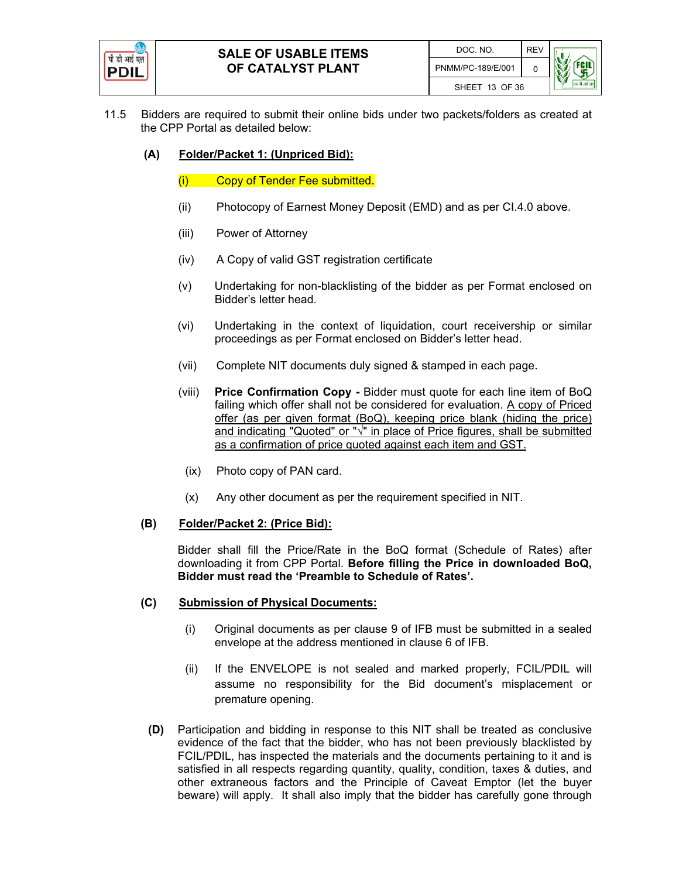11.5 Bidders are required to submit their online bids under two packets/folders as created at the CPP Portal as detailed below:

**(A) <u>Folder/Packet 1: (Unpriced Bid):</u>**

(i) Copy of Tender Fee submitted.

(ii) Photocopy of Earnest Money Deposit (EMD) and as per Cl.4.0 above.

(iii) Power of Attorney

(iv) A Copy of valid GST registration certificate

(v) Undertaking for non-blacklisting of the bidder as per Format enclosed on Bidder's letter head.

(vi) Undertaking in the context of liquidation, court receivership or similar proceedings as per Format enclosed on Bidder's letter head.

(vii) Complete NIT documents duly signed & stamped in each page.

(viii) **Price Confirmation Copy -** Bidder must quote for each line item of BoQ failing which offer shall not be considered for evaluation. <u>A copy of Priced offer (as per given format (BoQ), keeping price blank (hiding the price) and indicating "Quoted" or "√" in place of Price figures, shall be submitted as a confirmation of price quoted against each item and GST.</u>

(ix) Photo copy of PAN card.

(x) Any other document as per the requirement specified in NIT.

**(B) <u>Folder/Packet 2: (Price Bid):</u>**

Bidder shall fill the Price/Rate in the BoQ format (Schedule of Rates) after downloading it from CPP Portal. **Before filling the Price in downloaded BoQ, Bidder must read the 'Preamble to Schedule of Rates'.**

**(C) <u>Submission of Physical Documents:</u>**

(i) Original documents as per clause 9 of IFB must be submitted in a sealed envelope at the address mentioned in clause 6 of IFB.

(ii) If the ENVELOPE is not sealed and marked properly, FCIL/PDIL will assume no responsibility for the Bid document's misplacement or premature opening.

**(D)** Participation and bidding in response to this NIT shall be treated as conclusive evidence of the fact that the bidder, who has not been previously blacklisted by FCIL/PDIL, has inspected the materials and the documents pertaining to it and is satisfied in all respects regarding quantity, quality, condition, taxes & duties, and other extraneous factors and the Principle of Caveat Emptor (let the buyer beware) will apply. It shall also imply that the bidder has carefully gone through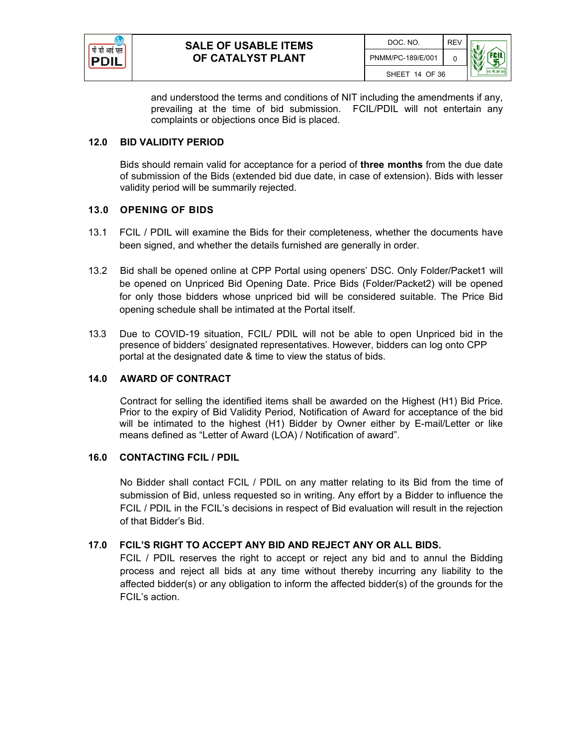and understood the terms and conditions of NIT including the amendments if any, prevailing at the time of bid submission. FCIL/PDIL will not entertain any complaints or objections once Bid is placed.

## 12.0 BID VALIDITY PERIOD

Bids should remain valid for acceptance for a period of **three months** from the due date of submission of the Bids (extended bid due date, in case of extension). Bids with lesser validity period will be summarily rejected.

## 13.0 OPENING OF BIDS

13.1 FCIL / PDIL will examine the Bids for their completeness, whether the documents have been signed, and whether the details furnished are generally in order.

13.2 Bid shall be opened online at CPP Portal using openers' DSC. Only Folder/Packet1 will be opened on Unpriced Bid Opening Date. Price Bids (Folder/Packet2) will be opened for only those bidders whose unpriced bid will be considered suitable. The Price Bid opening schedule shall be intimated at the Portal itself.

13.3 Due to COVID-19 situation, FCIL/ PDIL will not be able to open Unpriced bid in the presence of bidders' designated representatives. However, bidders can log onto CPP portal at the designated date & time to view the status of bids.

## 14.0 AWARD OF CONTRACT

Contract for selling the identified items shall be awarded on the Highest (H1) Bid Price. Prior to the expiry of Bid Validity Period, Notification of Award for acceptance of the bid will be intimated to the highest (H1) Bidder by Owner either by E-mail/Letter or like means defined as "Letter of Award (LOA) / Notification of award".

## 16.0 CONTACTING FCIL / PDIL

No Bidder shall contact FCIL / PDIL on any matter relating to its Bid from the time of submission of Bid, unless requested so in writing. Any effort by a Bidder to influence the FCIL / PDIL in the FCIL's decisions in respect of Bid evaluation will result in the rejection of that Bidder's Bid.

## 17.0 FCIL'S RIGHT TO ACCEPT ANY BID AND REJECT ANY OR ALL BIDS.

FCIL / PDIL reserves the right to accept or reject any bid and to annul the Bidding process and reject all bids at any time without thereby incurring any liability to the affected bidder(s) or any obligation to inform the affected bidder(s) of the grounds for the FCIL's action.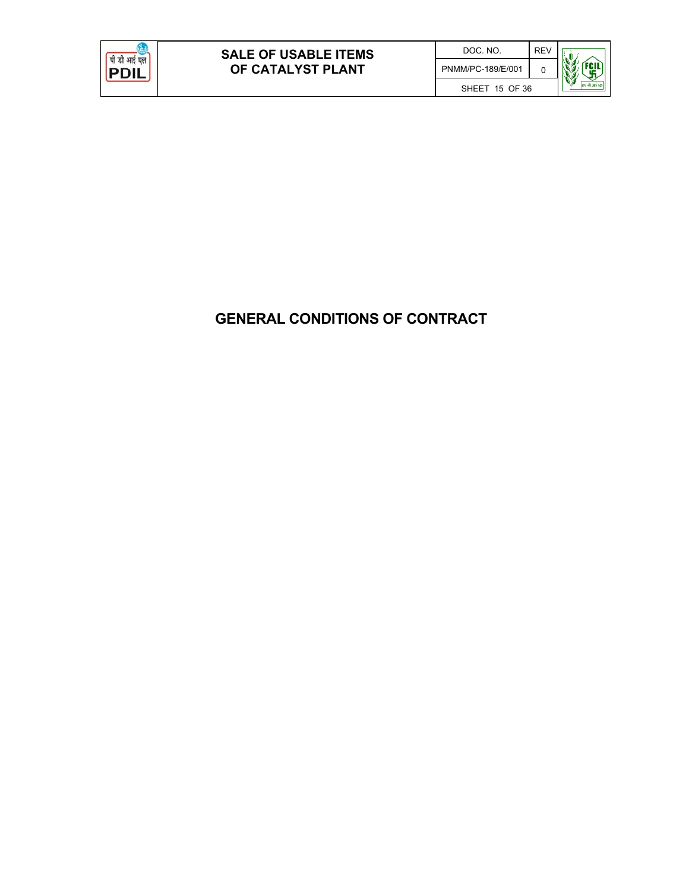# GENERAL CONDITIONS OF CONTRACT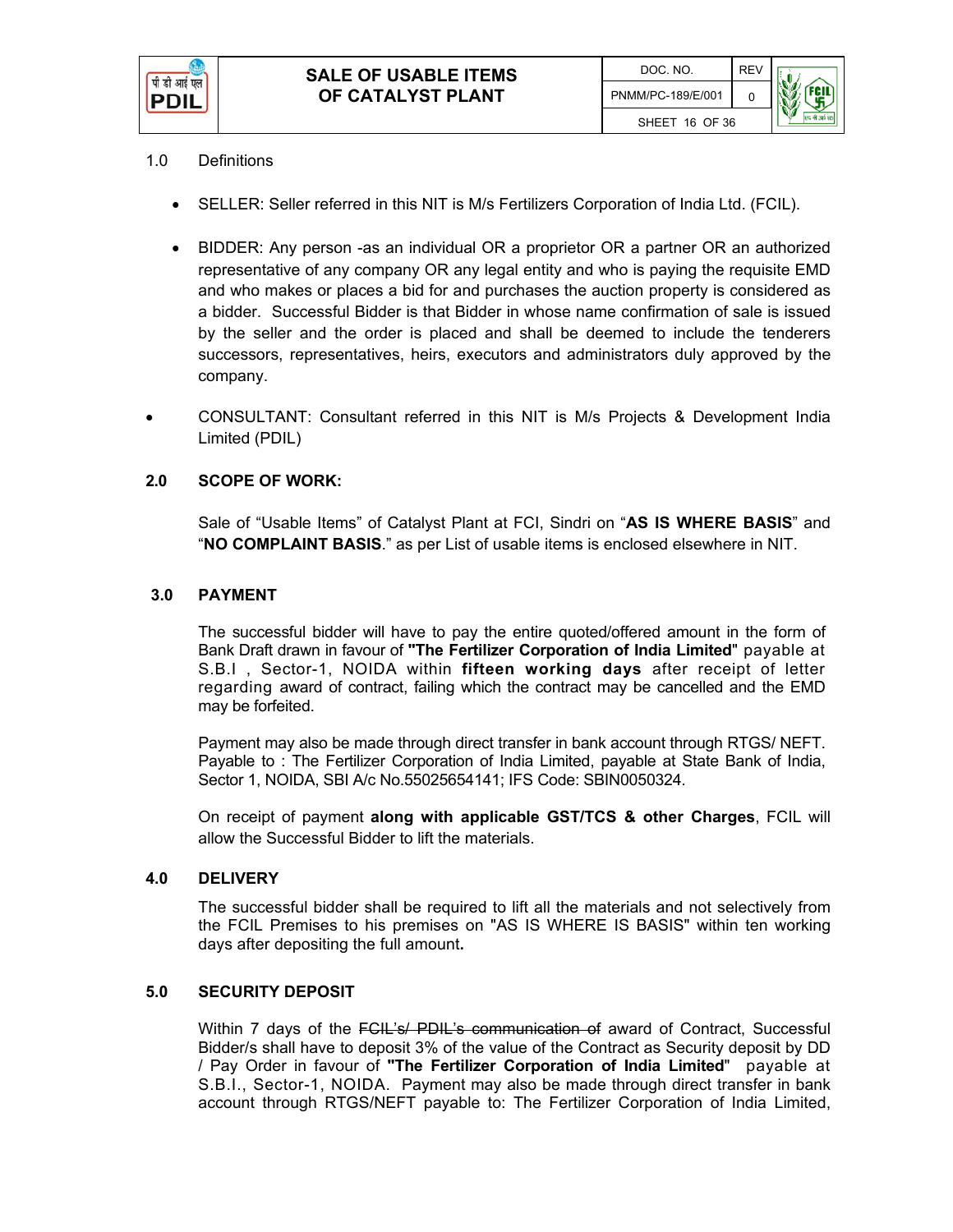1.0 Definitions

- SELLER: Seller referred in this NIT is M/s Fertilizers Corporation of India Ltd. (FCIL).
- BIDDER: Any person -as an individual OR a proprietor OR a partner OR an authorized representative of any company OR any legal entity and who is paying the requisite EMD and who makes or places a bid for and purchases the auction property is considered as a bidder. Successful Bidder is that Bidder in whose name confirmation of sale is issued by the seller and the order is placed and shall be deemed to include the tenderers successors, representatives, heirs, executors and administrators duly approved by the company.
- CONSULTANT: Consultant referred in this NIT is M/s Projects & Development India Limited (PDIL)

## 2.0 SCOPE OF WORK:

Sale of "Usable Items" of Catalyst Plant at FCI, Sindri on "**AS IS WHERE BASIS**" and "**NO COMPLAINT BASIS**." as per List of usable items is enclosed elsewhere in NIT.

## 3.0 PAYMENT

The successful bidder will have to pay the entire quoted/offered amount in the form of Bank Draft drawn in favour of **"The Fertilizer Corporation of India Limited"** payable at S.B.I , Sector-1, NOIDA within **fifteen working days** after receipt of letter regarding award of contract, failing which the contract may be cancelled and the EMD may be forfeited.

Payment may also be made through direct transfer in bank account through RTGS/ NEFT. Payable to : The Fertilizer Corporation of India Limited, payable at State Bank of India, Sector 1, NOIDA, SBI A/c No.55025654141; IFS Code: SBIN0050324.

On receipt of payment **along with applicable GST/TCS & other Charges**, FCIL will allow the Successful Bidder to lift the materials.

## 4.0 DELIVERY

The successful bidder shall be required to lift all the materials and not selectively from the FCIL Premises to his premises on "AS IS WHERE IS BASIS" within ten working days after depositing the full amount**.**

## 5.0 SECURITY DEPOSIT

Within 7 days of the ~~FCIL's/ PDIL's communication of~~ award of Contract, Successful Bidder/s shall have to deposit 3% of the value of the Contract as Security deposit by DD / Pay Order in favour of **"The Fertilizer Corporation of India Limited"** payable at S.B.I., Sector-1, NOIDA. Payment may also be made through direct transfer in bank account through RTGS/NEFT payable to: The Fertilizer Corporation of India Limited,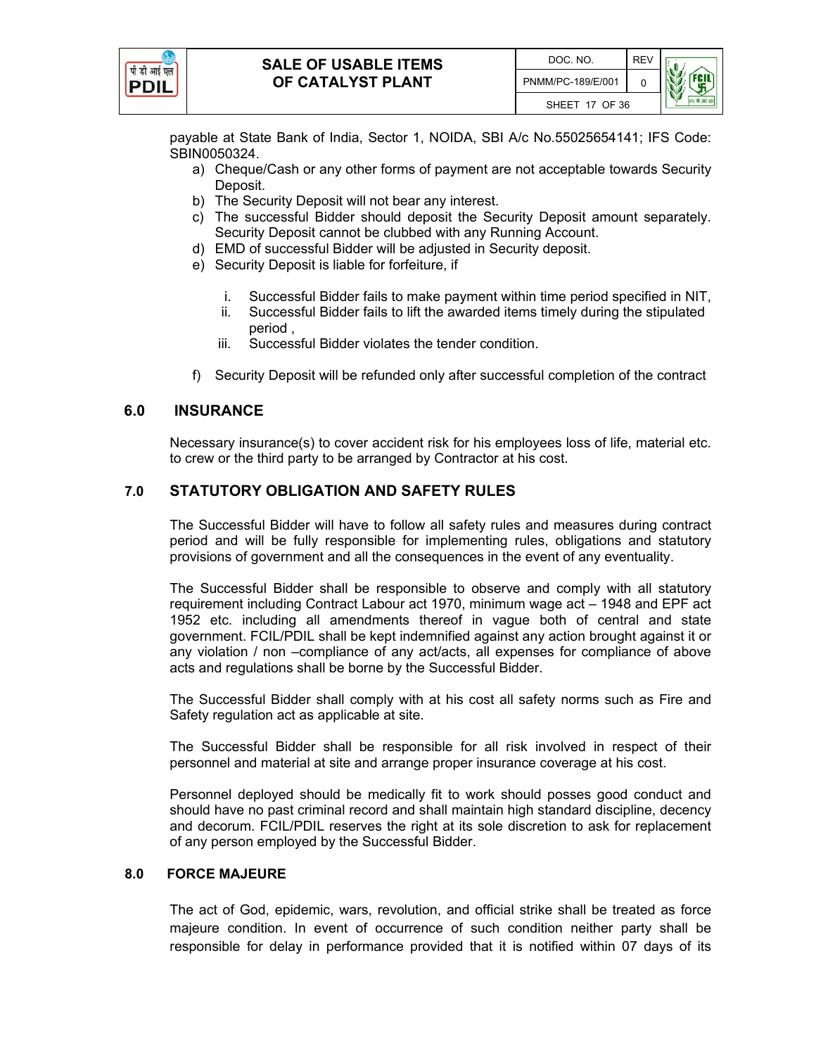payable at State Bank of India, Sector 1, NOIDA, SBI A/c No.55025654141; IFS Code: SBIN0050324.

a) Cheque/Cash or any other forms of payment are not acceptable towards Security Deposit.
b) The Security Deposit will not bear any interest.
c) The successful Bidder should deposit the Security Deposit amount separately. Security Deposit cannot be clubbed with any Running Account.
d) EMD of successful Bidder will be adjusted in Security deposit.
e) Security Deposit is liable for forfeiture, if

   i. Successful Bidder fails to make payment within time period specified in NIT,
   ii. Successful Bidder fails to lift the awarded items timely during the stipulated period ,
   iii. Successful Bidder violates the tender condition.

f) Security Deposit will be refunded only after successful completion of the contract

## 6.0 INSURANCE

Necessary insurance(s) to cover accident risk for his employees loss of life, material etc. to crew or the third party to be arranged by Contractor at his cost.

## 7.0 STATUTORY OBLIGATION AND SAFETY RULES

The Successful Bidder will have to follow all safety rules and measures during contract period and will be fully responsible for implementing rules, obligations and statutory provisions of government and all the consequences in the event of any eventuality.

The Successful Bidder shall be responsible to observe and comply with all statutory requirement including Contract Labour act 1970, minimum wage act – 1948 and EPF act 1952 etc. including all amendments thereof in vague both of central and state government. FCIL/PDIL shall be kept indemnified against any action brought against it or any violation / non –compliance of any act/acts, all expenses for compliance of above acts and regulations shall be borne by the Successful Bidder.

The Successful Bidder shall comply with at his cost all safety norms such as Fire and Safety regulation act as applicable at site.

The Successful Bidder shall be responsible for all risk involved in respect of their personnel and material at site and arrange proper insurance coverage at his cost.

Personnel deployed should be medically fit to work should posses good conduct and should have no past criminal record and shall maintain high standard discipline, decency and decorum. FCIL/PDIL reserves the right at its sole discretion to ask for replacement of any person employed by the Successful Bidder.

## 8.0 FORCE MAJEURE

The act of God, epidemic, wars, revolution, and official strike shall be treated as force majeure condition. In event of occurrence of such condition neither party shall be responsible for delay in performance provided that it is notified within 07 days of its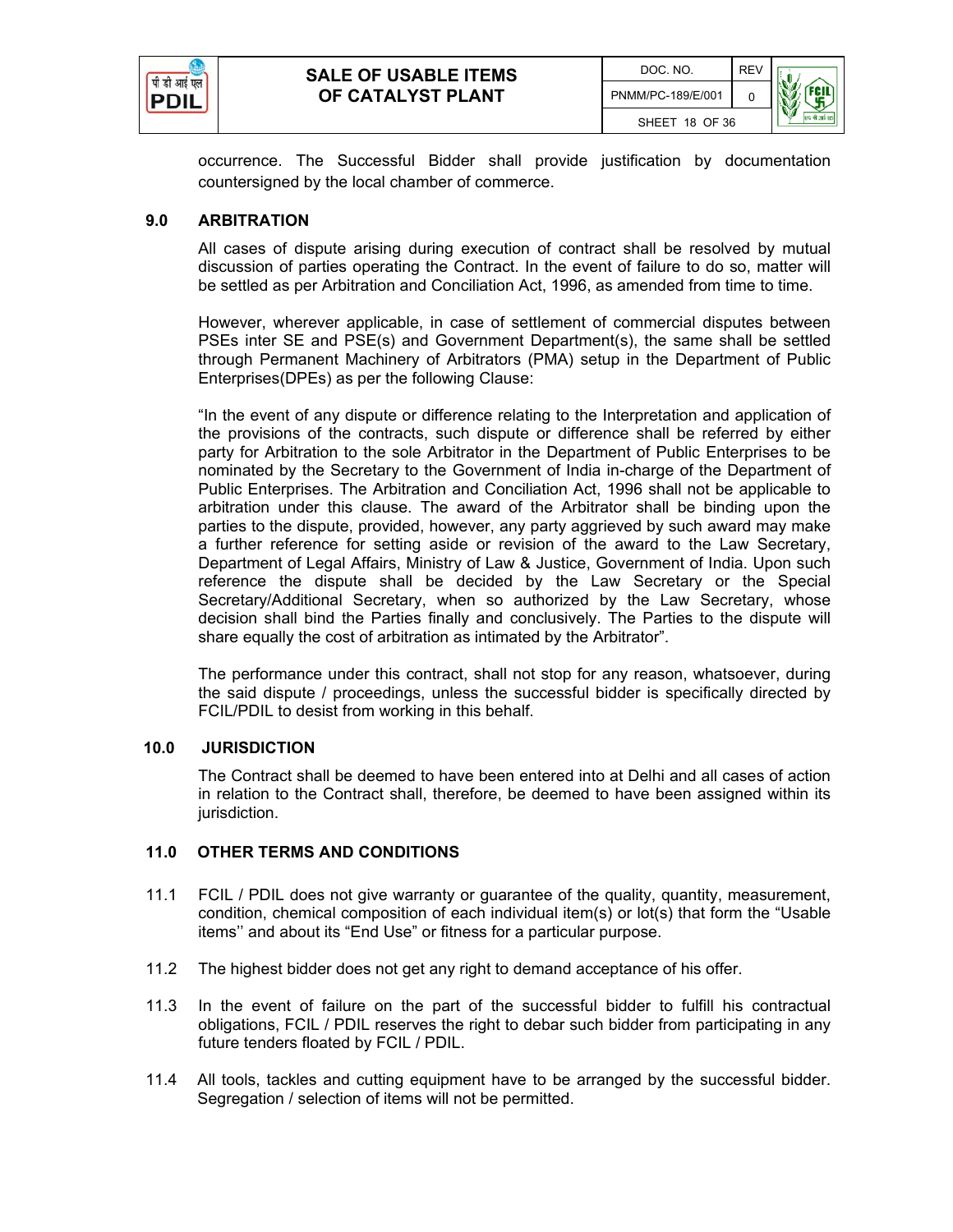occurrence. The Successful Bidder shall provide justification by documentation countersigned by the local chamber of commerce.

## 9.0 ARBITRATION

All cases of dispute arising during execution of contract shall be resolved by mutual discussion of parties operating the Contract. In the event of failure to do so, matter will be settled as per Arbitration and Conciliation Act, 1996, as amended from time to time.

However, wherever applicable, in case of settlement of commercial disputes between PSEs inter SE and PSE(s) and Government Department(s), the same shall be settled through Permanent Machinery of Arbitrators (PMA) setup in the Department of Public Enterprises(DPEs) as per the following Clause:

"In the event of any dispute or difference relating to the Interpretation and application of the provisions of the contracts, such dispute or difference shall be referred by either party for Arbitration to the sole Arbitrator in the Department of Public Enterprises to be nominated by the Secretary to the Government of India in-charge of the Department of Public Enterprises. The Arbitration and Conciliation Act, 1996 shall not be applicable to arbitration under this clause. The award of the Arbitrator shall be binding upon the parties to the dispute, provided, however, any party aggrieved by such award may make a further reference for setting aside or revision of the award to the Law Secretary, Department of Legal Affairs, Ministry of Law & Justice, Government of India. Upon such reference the dispute shall be decided by the Law Secretary or the Special Secretary/Additional Secretary, when so authorized by the Law Secretary, whose decision shall bind the Parties finally and conclusively. The Parties to the dispute will share equally the cost of arbitration as intimated by the Arbitrator".

The performance under this contract, shall not stop for any reason, whatsoever, during the said dispute / proceedings, unless the successful bidder is specifically directed by FCIL/PDIL to desist from working in this behalf.

## 10.0 JURISDICTION

The Contract shall be deemed to have been entered into at Delhi and all cases of action in relation to the Contract shall, therefore, be deemed to have been assigned within its jurisdiction.

## 11.0 OTHER TERMS AND CONDITIONS

11.1 FCIL / PDIL does not give warranty or guarantee of the quality, quantity, measurement, condition, chemical composition of each individual item(s) or lot(s) that form the "Usable items'' and about its "End Use" or fitness for a particular purpose.

11.2 The highest bidder does not get any right to demand acceptance of his offer.

11.3 In the event of failure on the part of the successful bidder to fulfill his contractual obligations, FCIL / PDIL reserves the right to debar such bidder from participating in any future tenders floated by FCIL / PDIL.

11.4 All tools, tackles and cutting equipment have to be arranged by the successful bidder. Segregation / selection of items will not be permitted.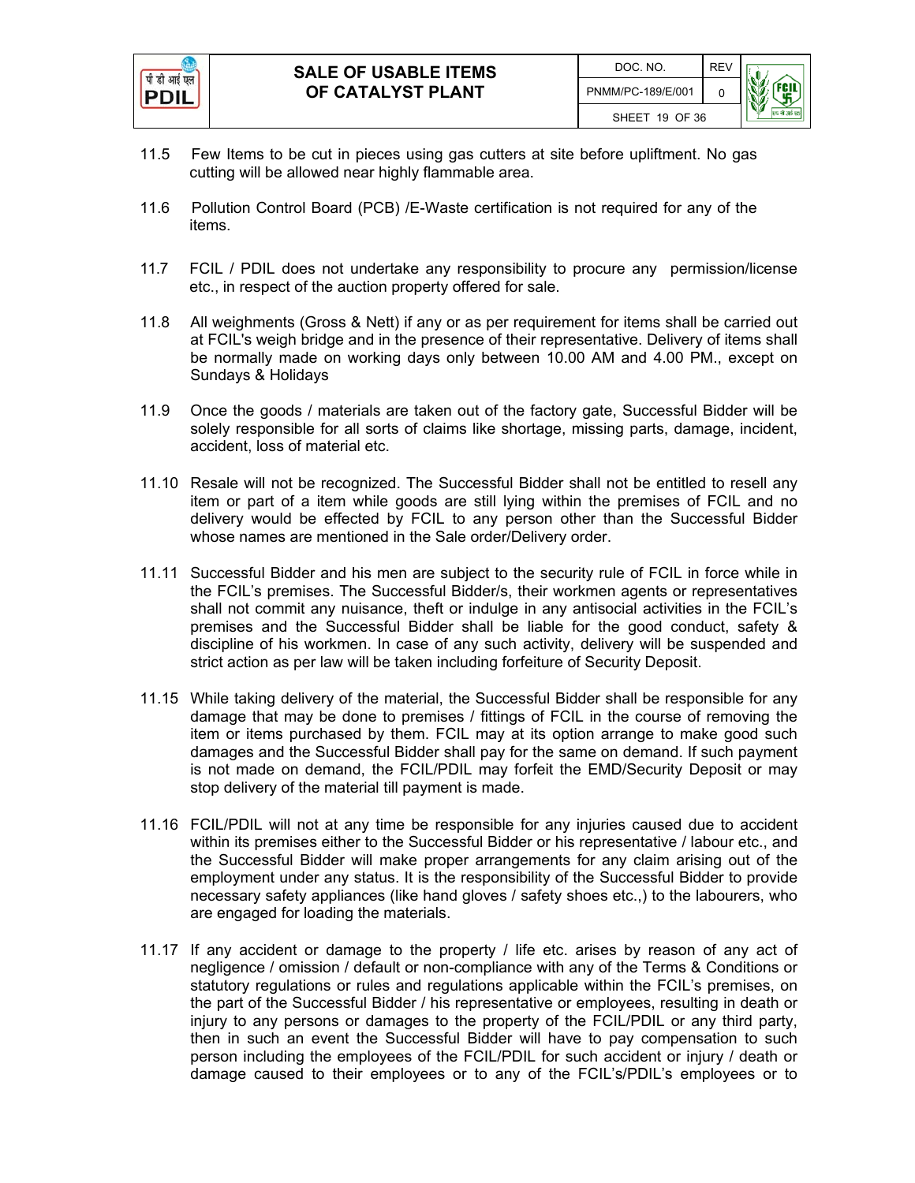11.5 Few Items to be cut in pieces using gas cutters at site before upliftment. No gas cutting will be allowed near highly flammable area.

11.6 Pollution Control Board (PCB) /E-Waste certification is not required for any of the items.

11.7 FCIL / PDIL does not undertake any responsibility to procure any permission/license etc., in respect of the auction property offered for sale.

11.8 All weighments (Gross & Nett) if any or as per requirement for items shall be carried out at FCIL's weigh bridge and in the presence of their representative. Delivery of items shall be normally made on working days only between 10.00 AM and 4.00 PM., except on Sundays & Holidays

11.9 Once the goods / materials are taken out of the factory gate, Successful Bidder will be solely responsible for all sorts of claims like shortage, missing parts, damage, incident, accident, loss of material etc.

11.10 Resale will not be recognized. The Successful Bidder shall not be entitled to resell any item or part of a item while goods are still lying within the premises of FCIL and no delivery would be effected by FCIL to any person other than the Successful Bidder whose names are mentioned in the Sale order/Delivery order.

11.11 Successful Bidder and his men are subject to the security rule of FCIL in force while in the FCIL's premises. The Successful Bidder/s, their workmen agents or representatives shall not commit any nuisance, theft or indulge in any antisocial activities in the FCIL's premises and the Successful Bidder shall be liable for the good conduct, safety & discipline of his workmen. In case of any such activity, delivery will be suspended and strict action as per law will be taken including forfeiture of Security Deposit.

11.15 While taking delivery of the material, the Successful Bidder shall be responsible for any damage that may be done to premises / fittings of FCIL in the course of removing the item or items purchased by them. FCIL may at its option arrange to make good such damages and the Successful Bidder shall pay for the same on demand. If such payment is not made on demand, the FCIL/PDIL may forfeit the EMD/Security Deposit or may stop delivery of the material till payment is made.

11.16 FCIL/PDIL will not at any time be responsible for any injuries caused due to accident within its premises either to the Successful Bidder or his representative / labour etc., and the Successful Bidder will make proper arrangements for any claim arising out of the employment under any status. It is the responsibility of the Successful Bidder to provide necessary safety appliances (like hand gloves / safety shoes etc.,) to the labourers, who are engaged for loading the materials.

11.17 If any accident or damage to the property / life etc. arises by reason of any act of negligence / omission / default or non-compliance with any of the Terms & Conditions or statutory regulations or rules and regulations applicable within the FCIL's premises, on the part of the Successful Bidder / his representative or employees, resulting in death or injury to any persons or damages to the property of the FCIL/PDIL or any third party, then in such an event the Successful Bidder will have to pay compensation to such person including the employees of the FCIL/PDIL for such accident or injury / death or damage caused to their employees or to any of the FCIL's/PDIL's employees or to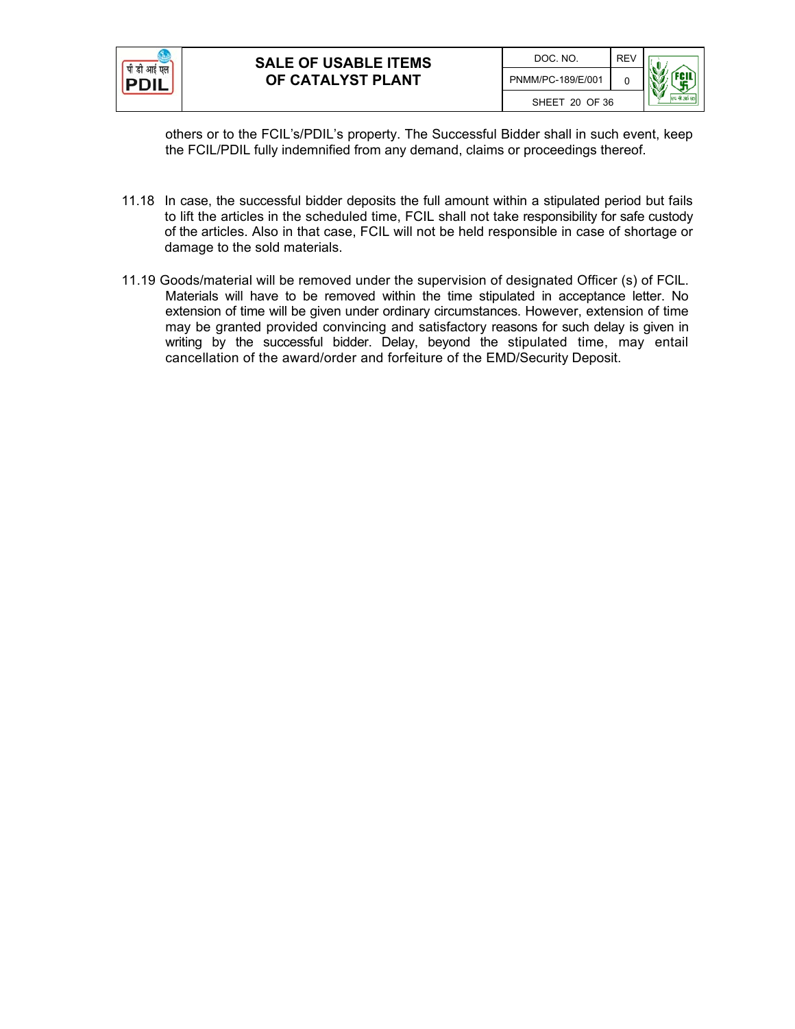others or to the FCIL's/PDIL's property. The Successful Bidder shall in such event, keep the FCIL/PDIL fully indemnified from any demand, claims or proceedings thereof.

11.18 In case, the successful bidder deposits the full amount within a stipulated period but fails to lift the articles in the scheduled time, FCIL shall not take responsibility for safe custody of the articles. Also in that case, FCIL will not be held responsible in case of shortage or damage to the sold materials.

11.19 Goods/material will be removed under the supervision of designated Officer (s) of FCIL. Materials will have to be removed within the time stipulated in acceptance letter. No extension of time will be given under ordinary circumstances. However, extension of time may be granted provided convincing and satisfactory reasons for such delay is given in writing by the successful bidder. Delay, beyond the stipulated time, may entail cancellation of the award/order and forfeiture of the EMD/Security Deposit.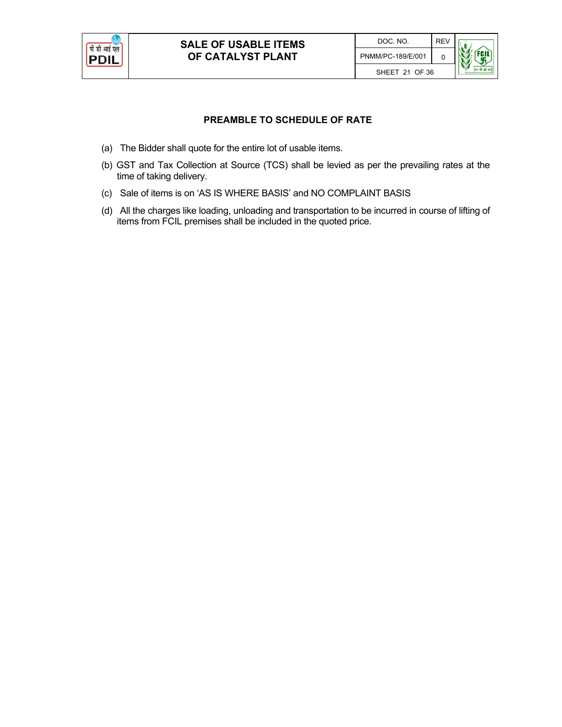## PREAMBLE TO SCHEDULE OF RATE

(a) The Bidder shall quote for the entire lot of usable items.

(b) GST and Tax Collection at Source (TCS) shall be levied as per the prevailing rates at the time of taking delivery.

(c) Sale of items is on 'AS IS WHERE BASIS' and NO COMPLAINT BASIS

(d) All the charges like loading, unloading and transportation to be incurred in course of lifting of items from FCIL premises shall be included in the quoted price.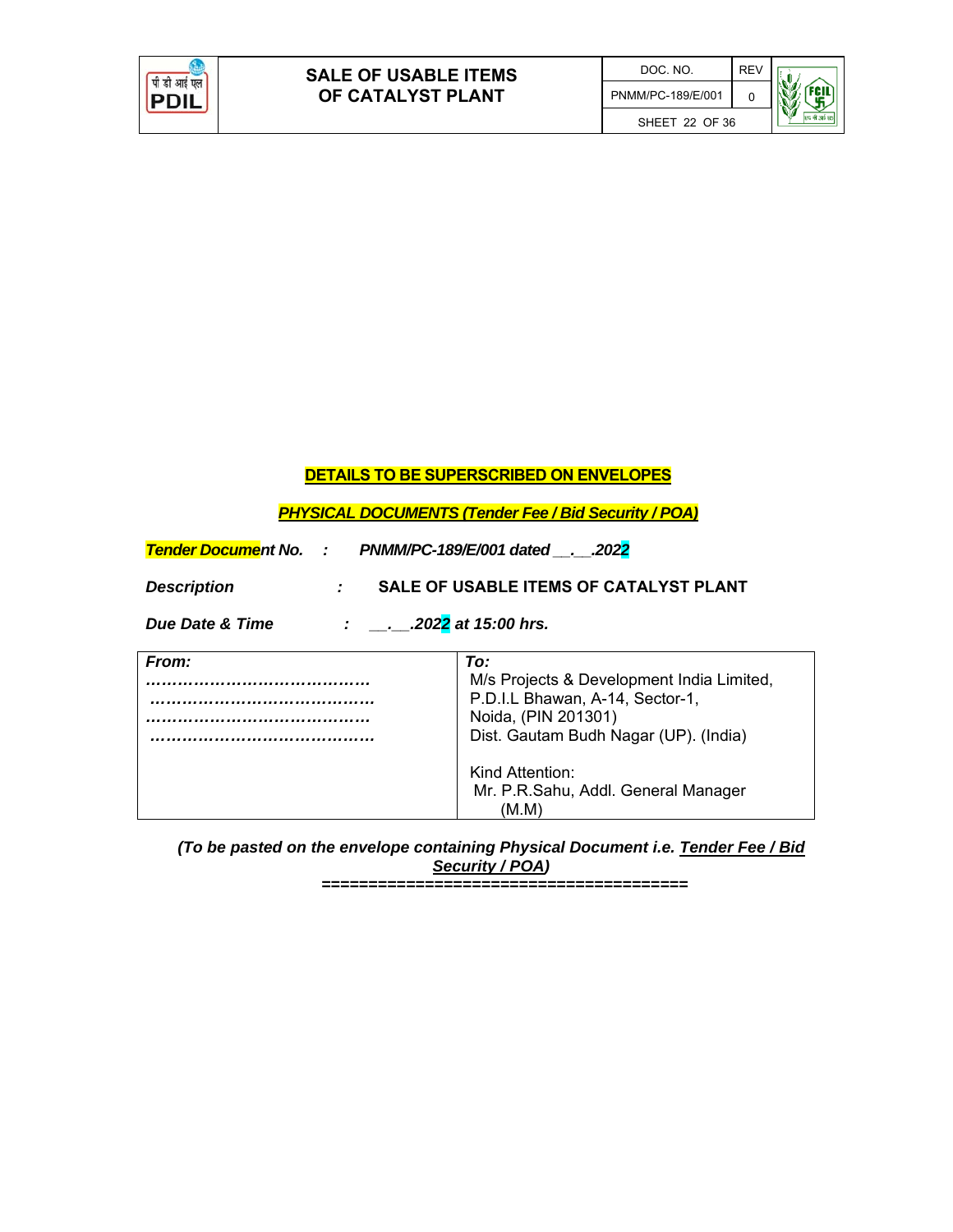## DETAILS TO BE SUPERSCRIBED ON ENVELOPES

***PHYSICAL DOCUMENTS (Tender Fee / Bid Security / POA)***

***Tender Document No.*** **:** ***PNMM/PC-189/E/001 dated __.__.2022***

***Description*** **:** **SALE OF USABLE ITEMS OF CATALYST PLANT**

***Due Date & Time*** **:** ***__.__.2022 at 15:00 hrs.***

| ***From:*** | ***To:*** |
|---|---|
| …………………………………… <br> …………………………………… <br> …………………………………… <br> …………………………………… | M/s Projects & Development India Limited, <br> P.D.I.L Bhawan, A-14, Sector-1, <br> Noida, (PIN 201301) <br> Dist. Gautam Budh Nagar (UP). (India) <br><br> Kind Attention: <br> Mr. P.R.Sahu, Addl. General Manager (M.M) |

***(To be pasted on the envelope containing Physical Document i.e. Tender Fee / Bid Security / POA)***

**=======================================**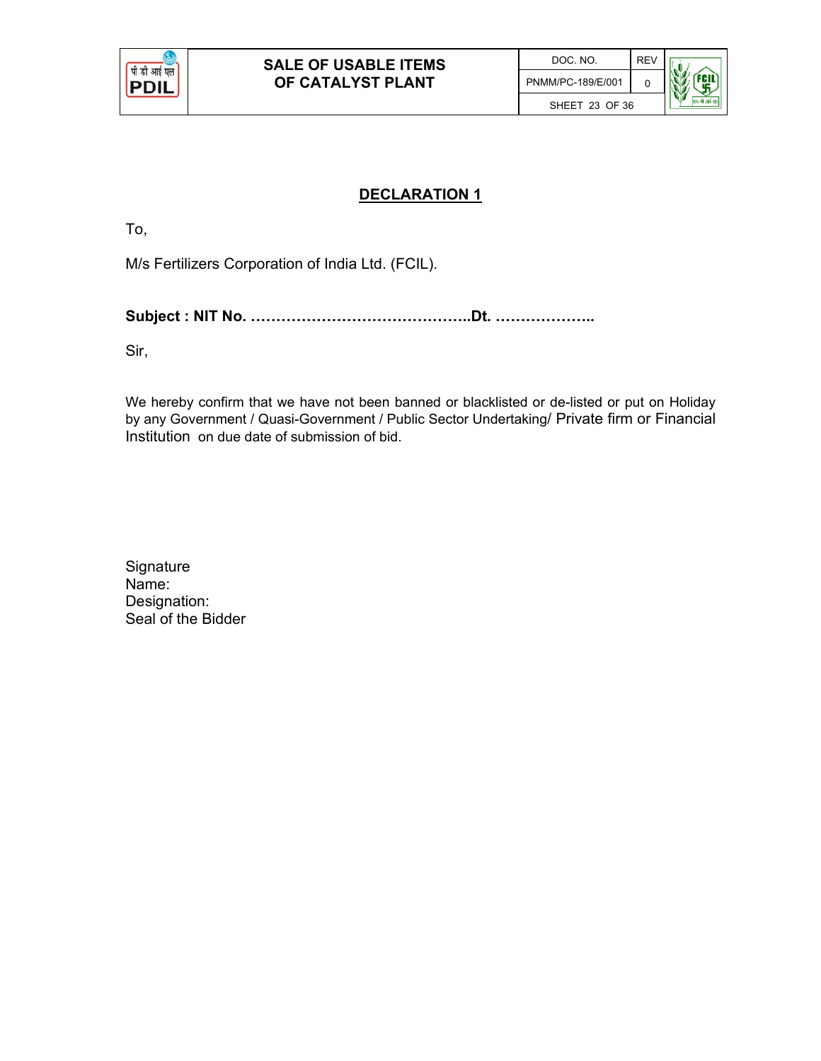## DECLARATION 1

To,

M/s Fertilizers Corporation of India Ltd. (FCIL).

**Subject : NIT No. ……………………………………..Dt. ………………..**

Sir,

We hereby confirm that we have not been banned or blacklisted or de-listed or put on Holiday by any Government / Quasi-Government / Public Sector Undertaking/ Private firm or Financial Institution on due date of submission of bid.

Signature
Name:
Designation:
Seal of the Bidder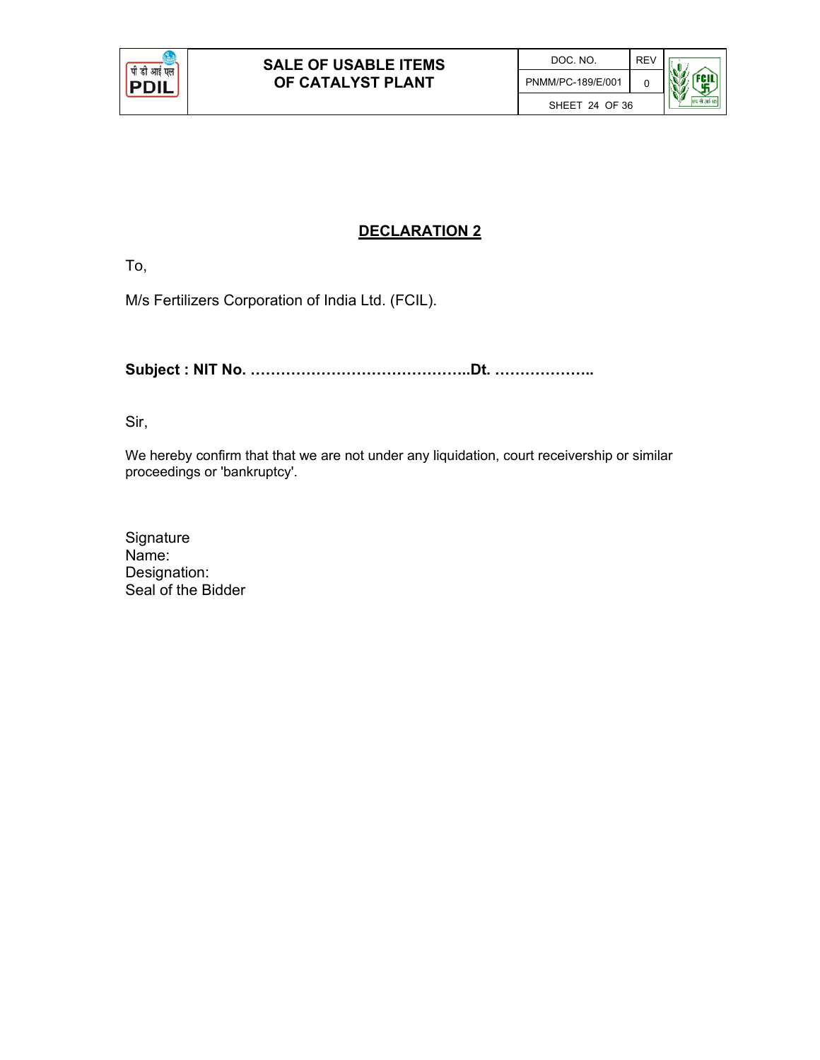# **DECLARATION 2**

To,

M/s Fertilizers Corporation of India Ltd. (FCIL).

**Subject : NIT No. ……………………………………..Dt. ………………..**

Sir,

We hereby confirm that that we are not under any liquidation, court receivership or similar proceedings or 'bankruptcy'.

Signature
Name:
Designation:
Seal of the Bidder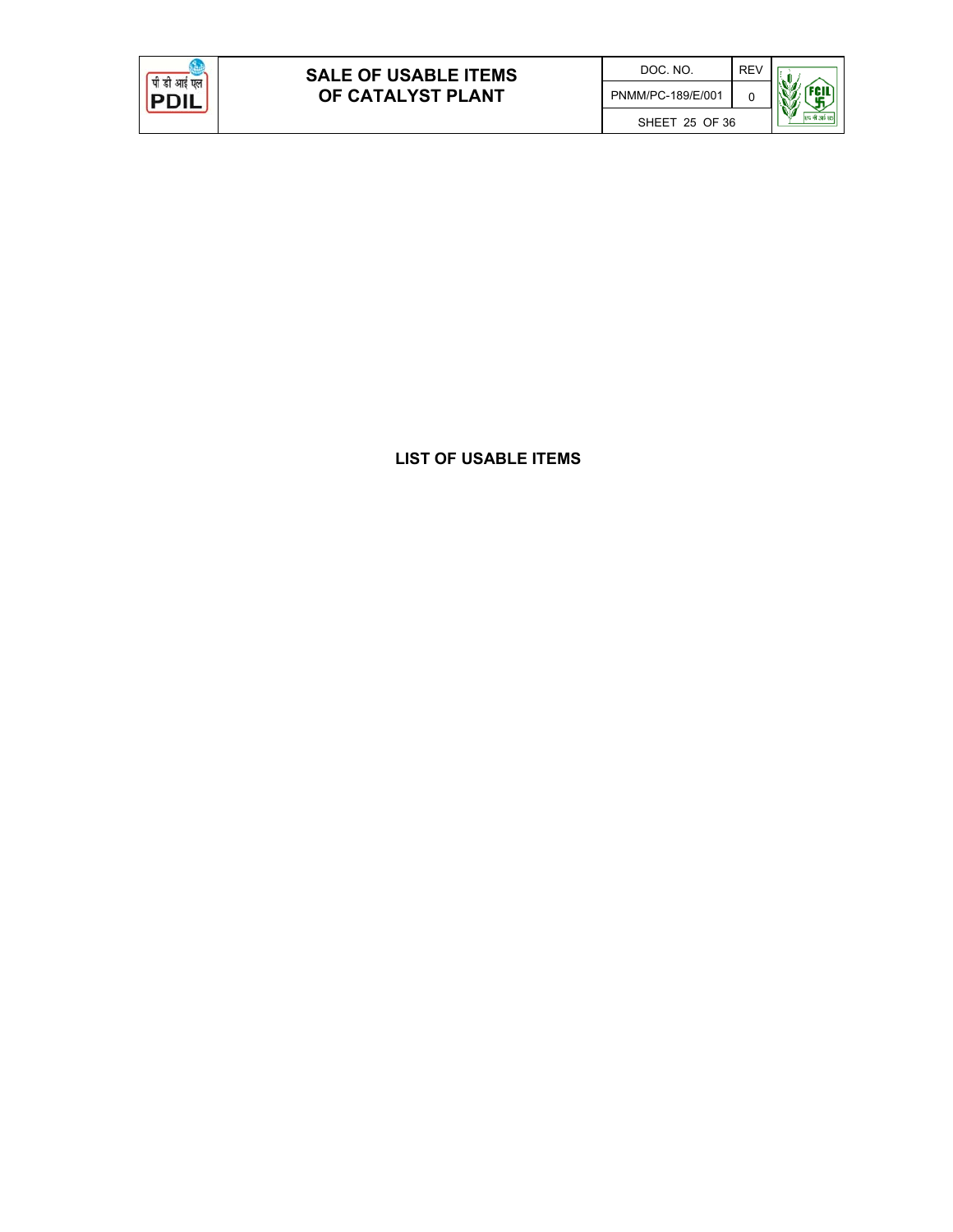**LIST OF USABLE ITEMS**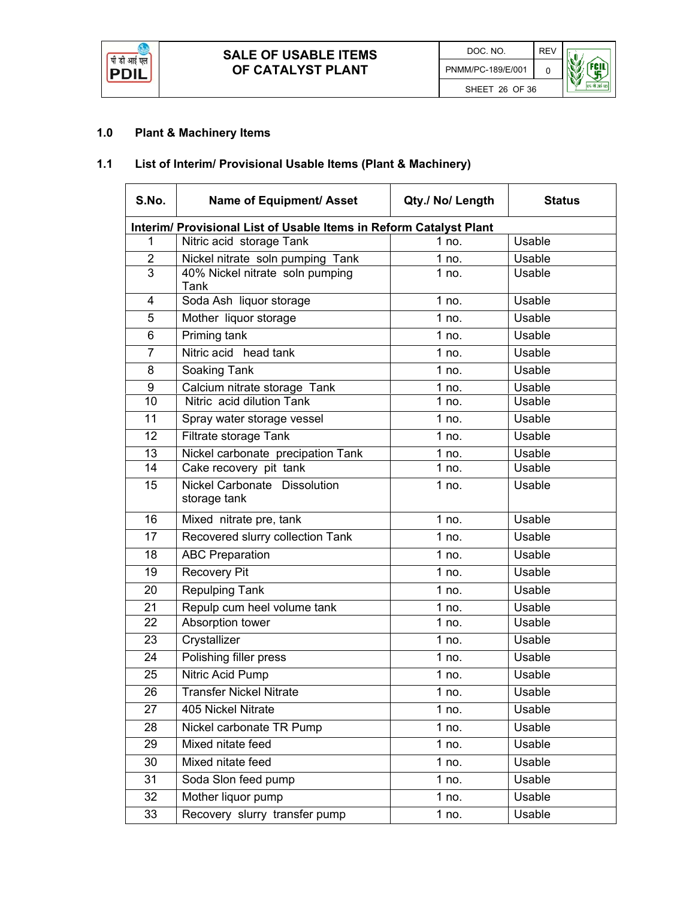## 1.0 Plant & Machinery Items

### 1.1 List of Interim/ Provisional Usable Items (Plant & Machinery)

| S.No. | Name of Equipment/ Asset | Qty./ No/ Length | Status |
|---|---|---|---|
| **Interim/ Provisional List of Usable Items in Reform Catalyst Plant** | | | |
| 1 | Nitric acid storage Tank | 1 no. | Usable |
| 2 | Nickel nitrate soln pumping Tank | 1 no. | Usable |
| 3 | 40% Nickel nitrate soln pumping Tank | 1 no. | Usable |
| 4 | Soda Ash liquor storage | 1 no. | Usable |
| 5 | Mother liquor storage | 1 no. | Usable |
| 6 | Priming tank | 1 no. | Usable |
| 7 | Nitric acid head tank | 1 no. | Usable |
| 8 | Soaking Tank | 1 no. | Usable |
| 9 | Calcium nitrate storage Tank | 1 no. | Usable |
| 10 | Nitric acid dilution Tank | 1 no. | Usable |
| 11 | Spray water storage vessel | 1 no. | Usable |
| 12 | Filtrate storage Tank | 1 no. | Usable |
| 13 | Nickel carbonate precipation Tank | 1 no. | Usable |
| 14 | Cake recovery pit tank | 1 no. | Usable |
| 15 | Nickel Carbonate Dissolution storage tank | 1 no. | Usable |
| 16 | Mixed nitrate pre, tank | 1 no. | Usable |
| 17 | Recovered slurry collection Tank | 1 no. | Usable |
| 18 | ABC Preparation | 1 no. | Usable |
| 19 | Recovery Pit | 1 no. | Usable |
| 20 | Repulping Tank | 1 no. | Usable |
| 21 | Repulp cum heel volume tank | 1 no. | Usable |
| 22 | Absorption tower | 1 no. | Usable |
| 23 | Crystallizer | 1 no. | Usable |
| 24 | Polishing filler press | 1 no. | Usable |
| 25 | Nitric Acid Pump | 1 no. | Usable |
| 26 | Transfer Nickel Nitrate | 1 no. | Usable |
| 27 | 405 Nickel Nitrate | 1 no. | Usable |
| 28 | Nickel carbonate TR Pump | 1 no. | Usable |
| 29 | Mixed nitate feed | 1 no. | Usable |
| 30 | Mixed nitate feed | 1 no. | Usable |
| 31 | Soda Slon feed pump | 1 no. | Usable |
| 32 | Mother liquor pump | 1 no. | Usable |
| 33 | Recovery slurry transfer pump | 1 no. | Usable |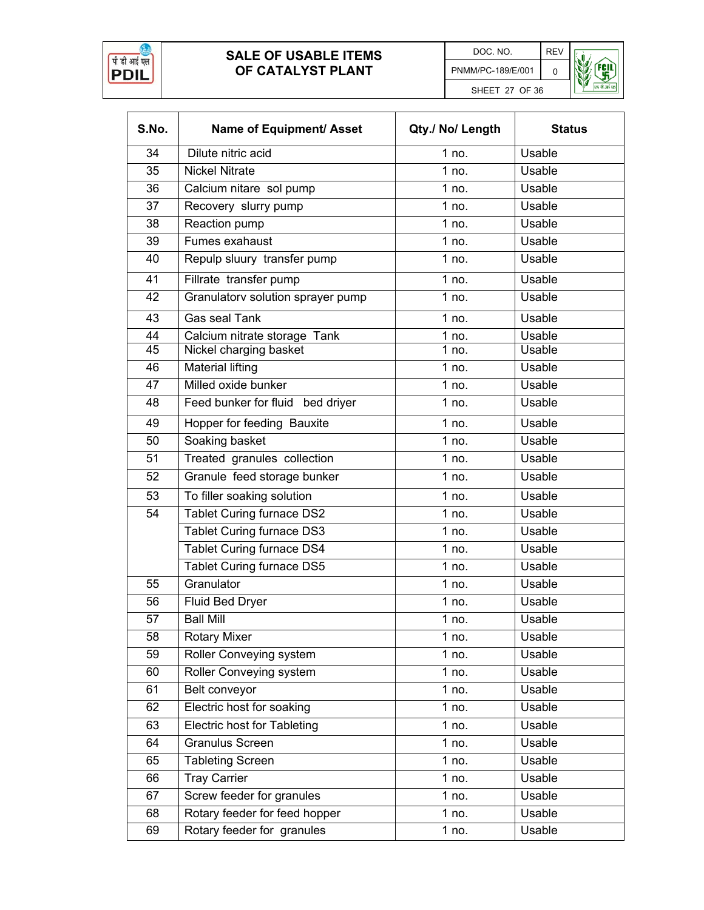# SALE OF USABLE ITEMS OF CATALYST PLANT

| DOC. NO. | REV |
|---|---|
| PNMM/PC-189/E/001 | 0 |

| S.No. | Name of Equipment/ Asset | Qty./ No/ Length | Status |
|---|---|---|---|
| 34 | Dilute nitric acid | 1 no. | Usable |
| 35 | Nickel Nitrate | 1 no. | Usable |
| 36 | Calcium nitare sol pump | 1 no. | Usable |
| 37 | Recovery slurry pump | 1 no. | Usable |
| 38 | Reaction pump | 1 no. | Usable |
| 39 | Fumes exahaust | 1 no. | Usable |
| 40 | Repulp sluury transfer pump | 1 no. | Usable |
| 41 | Fillrate transfer pump | 1 no. | Usable |
| 42 | Granulatorv solution sprayer pump | 1 no. | Usable |
| 43 | Gas seal Tank | 1 no. | Usable |
| 44 | Calcium nitrate storage Tank | 1 no. | Usable |
| 45 | Nickel charging basket | 1 no. | Usable |
| 46 | Material lifting | 1 no. | Usable |
| 47 | Milled oxide bunker | 1 no. | Usable |
| 48 | Feed bunker for fluid bed driyer | 1 no. | Usable |
| 49 | Hopper for feeding Bauxite | 1 no. | Usable |
| 50 | Soaking basket | 1 no. | Usable |
| 51 | Treated granules collection | 1 no. | Usable |
| 52 | Granule feed storage bunker | 1 no. | Usable |
| 53 | To filler soaking solution | 1 no. | Usable |
| 54 | Tablet Curing furnace DS2 | 1 no. | Usable |
| | Tablet Curing furnace DS3 | 1 no. | Usable |
| | Tablet Curing furnace DS4 | 1 no. | Usable |
| | Tablet Curing furnace DS5 | 1 no. | Usable |
| 55 | Granulator | 1 no. | Usable |
| 56 | Fluid Bed Dryer | 1 no. | Usable |
| 57 | Ball Mill | 1 no. | Usable |
| 58 | Rotary Mixer | 1 no. | Usable |
| 59 | Roller Conveying system | 1 no. | Usable |
| 60 | Roller Conveying system | 1 no. | Usable |
| 61 | Belt conveyor | 1 no. | Usable |
| 62 | Electric host for soaking | 1 no. | Usable |
| 63 | Electric host for Tableting | 1 no. | Usable |
| 64 | Granulus Screen | 1 no. | Usable |
| 65 | Tableting Screen | 1 no. | Usable |
| 66 | Tray Carrier | 1 no. | Usable |
| 67 | Screw feeder for granules | 1 no. | Usable |
| 68 | Rotary feeder for feed hopper | 1 no. | Usable |
| 69 | Rotary feeder for granules | 1 no. | Usable |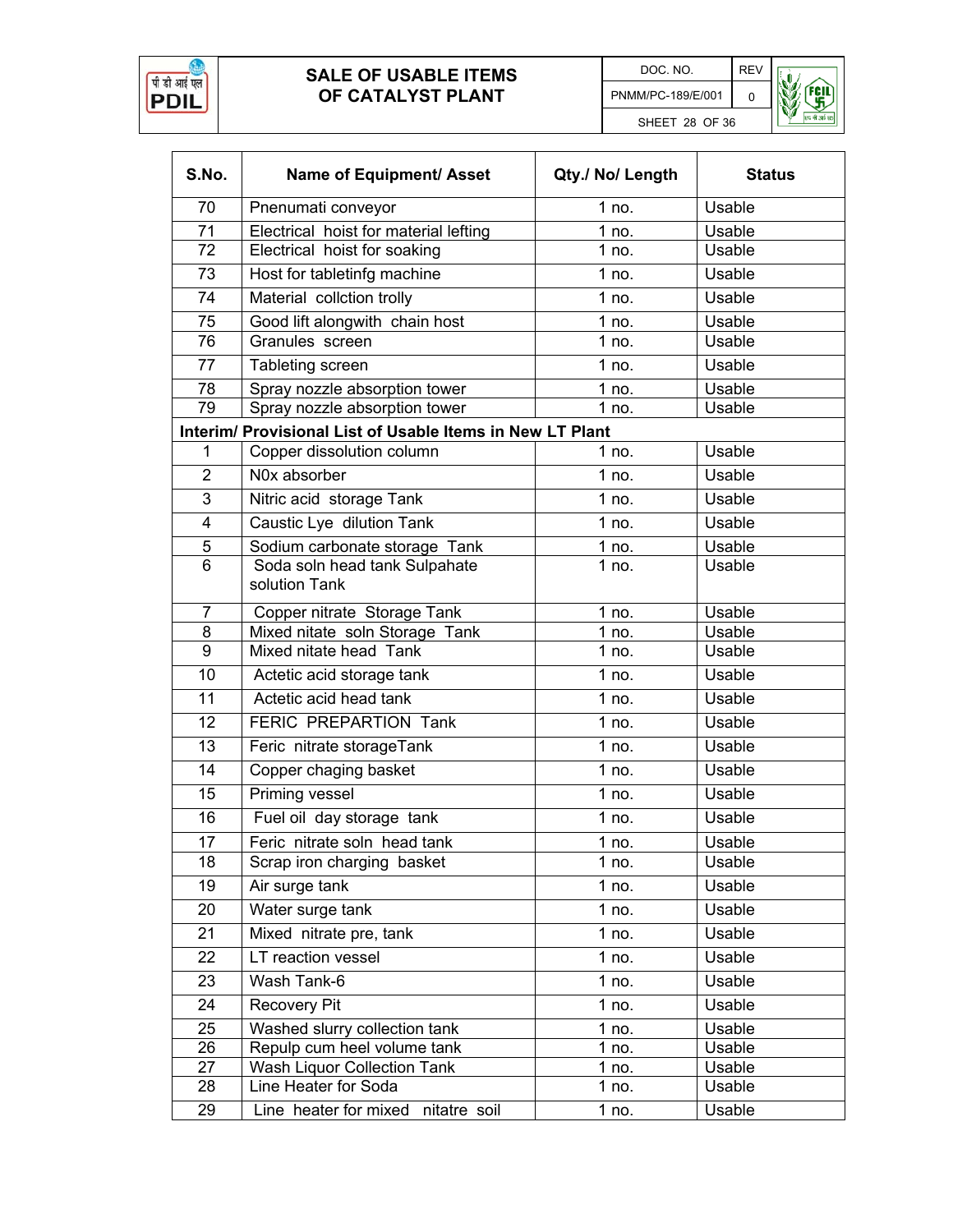| S.No. | Name of Equipment/ Asset | Qty./ No/ Length | Status |
|---|---|---|---|
| 70 | Pnenumati conveyor | 1 no. | Usable |
| 71 | Electrical hoist for material lefting | 1 no. | Usable |
| 72 | Electrical hoist for soaking | 1 no. | Usable |
| 73 | Host for tabletinfg machine | 1 no. | Usable |
| 74 | Material collction trolly | 1 no. | Usable |
| 75 | Good lift alongwith chain host | 1 no. | Usable |
| 76 | Granules screen | 1 no. | Usable |
| 77 | Tableting screen | 1 no. | Usable |
| 78 | Spray nozzle absorption tower | 1 no. | Usable |
| 79 | Spray nozzle absorption tower | 1 no. | Usable |
| **Interim/ Provisional List of Usable Items in New LT Plant** | | | |
| 1 | Copper dissolution column | 1 no. | Usable |
| 2 | N0x absorber | 1 no. | Usable |
| 3 | Nitric acid storage Tank | 1 no. | Usable |
| 4 | Caustic Lye dilution Tank | 1 no. | Usable |
| 5 | Sodium carbonate storage Tank | 1 no. | Usable |
| 6 | Soda soln head tank Sulpahate solution Tank | 1 no. | Usable |
| 7 | Copper nitrate Storage Tank | 1 no. | Usable |
| 8 | Mixed nitate soln Storage Tank | 1 no. | Usable |
| 9 | Mixed nitate head Tank | 1 no. | Usable |
| 10 | Actetic acid storage tank | 1 no. | Usable |
| 11 | Actetic acid head tank | 1 no. | Usable |
| 12 | FERIC PREPARTION Tank | 1 no. | Usable |
| 13 | Feric nitrate storageTank | 1 no. | Usable |
| 14 | Copper chaging basket | 1 no. | Usable |
| 15 | Priming vessel | 1 no. | Usable |
| 16 | Fuel oil day storage tank | 1 no. | Usable |
| 17 | Feric nitrate soln head tank | 1 no. | Usable |
| 18 | Scrap iron charging basket | 1 no. | Usable |
| 19 | Air surge tank | 1 no. | Usable |
| 20 | Water surge tank | 1 no. | Usable |
| 21 | Mixed nitrate pre, tank | 1 no. | Usable |
| 22 | LT reaction vessel | 1 no. | Usable |
| 23 | Wash Tank-6 | 1 no. | Usable |
| 24 | Recovery Pit | 1 no. | Usable |
| 25 | Washed slurry collection tank | 1 no. | Usable |
| 26 | Repulp cum heel volume tank | 1 no. | Usable |
| 27 | Wash Liquor Collection Tank | 1 no. | Usable |
| 28 | Line Heater for Soda | 1 no. | Usable |
| 29 | Line heater for mixed nitatre soil | 1 no. | Usable |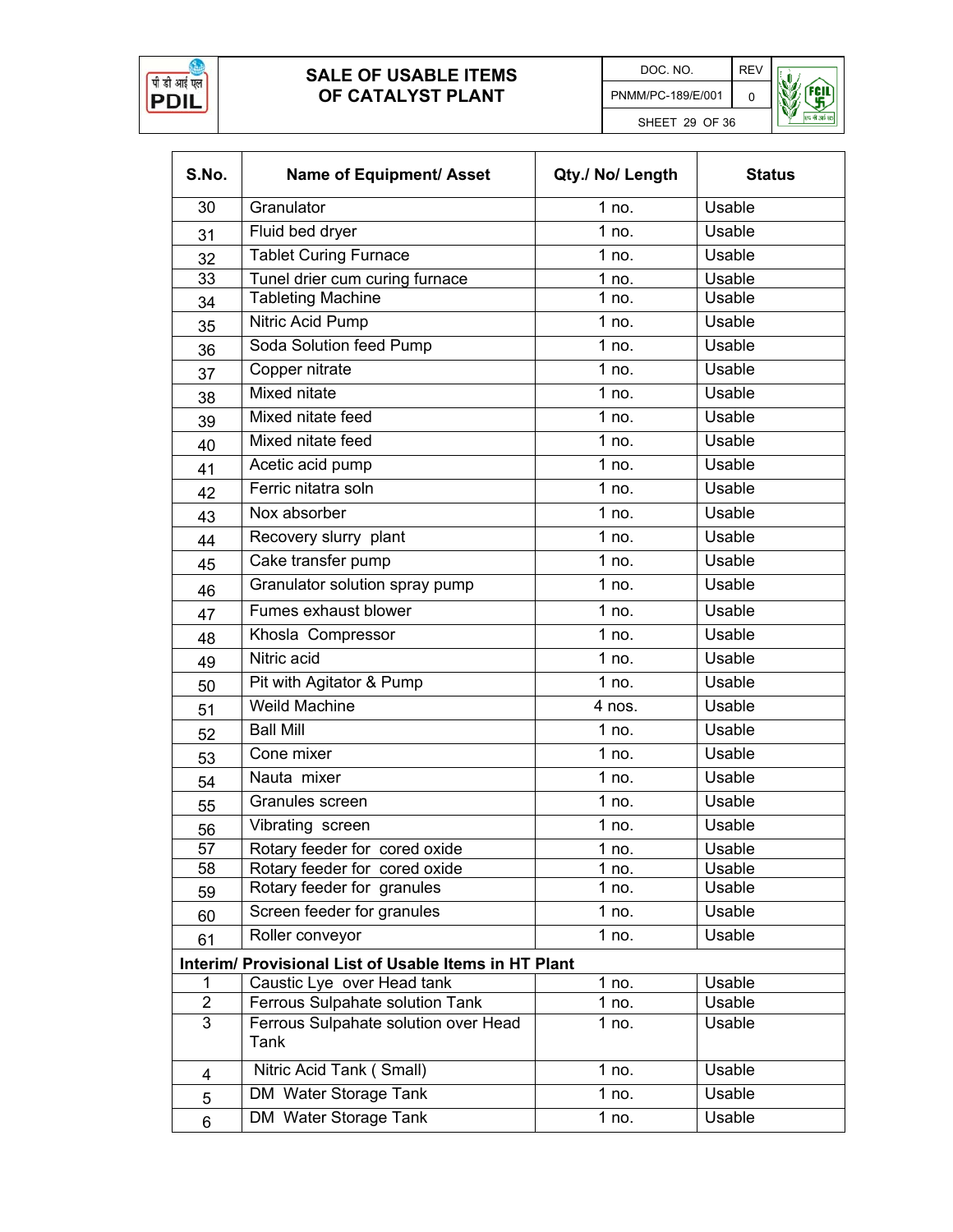| S.No. | Name of Equipment/ Asset | Qty./ No/ Length | Status |
|---|---|---|---|
| 30 | Granulator | 1 no. | Usable |
| 31 | Fluid bed dryer | 1 no. | Usable |
| 32 | Tablet Curing Furnace | 1 no. | Usable |
| 33 | Tunel drier cum curing furnace | 1 no. | Usable |
| 34 | Tableting Machine | 1 no. | Usable |
| 35 | Nitric Acid Pump | 1 no. | Usable |
| 36 | Soda Solution feed Pump | 1 no. | Usable |
| 37 | Copper nitrate | 1 no. | Usable |
| 38 | Mixed nitate | 1 no. | Usable |
| 39 | Mixed nitate feed | 1 no. | Usable |
| 40 | Mixed nitate feed | 1 no. | Usable |
| 41 | Acetic acid pump | 1 no. | Usable |
| 42 | Ferric nitatra soln | 1 no. | Usable |
| 43 | Nox absorber | 1 no. | Usable |
| 44 | Recovery slurry plant | 1 no. | Usable |
| 45 | Cake transfer pump | 1 no. | Usable |
| 46 | Granulator solution spray pump | 1 no. | Usable |
| 47 | Fumes exhaust blower | 1 no. | Usable |
| 48 | Khosla Compressor | 1 no. | Usable |
| 49 | Nitric acid | 1 no. | Usable |
| 50 | Pit with Agitator & Pump | 1 no. | Usable |
| 51 | Weild Machine | 4 nos. | Usable |
| 52 | Ball Mill | 1 no. | Usable |
| 53 | Cone mixer | 1 no. | Usable |
| 54 | Nauta mixer | 1 no. | Usable |
| 55 | Granules screen | 1 no. | Usable |
| 56 | Vibrating screen | 1 no. | Usable |
| 57 | Rotary feeder for cored oxide | 1 no. | Usable |
| 58 | Rotary feeder for cored oxide | 1 no. | Usable |
| 59 | Rotary feeder for granules | 1 no. | Usable |
| 60 | Screen feeder for granules | 1 no. | Usable |
| 61 | Roller conveyor | 1 no. | Usable |
| **Interim/ Provisional List of Usable Items in HT Plant** | | | |
| 1 | Caustic Lye over Head tank | 1 no. | Usable |
| 2 | Ferrous Sulpahate solution Tank | 1 no. | Usable |
| 3 | Ferrous Sulpahate solution over Head Tank | 1 no. | Usable |
| 4 | Nitric Acid Tank ( Small) | 1 no. | Usable |
| 5 | DM Water Storage Tank | 1 no. | Usable |
| 6 | DM Water Storage Tank | 1 no. | Usable |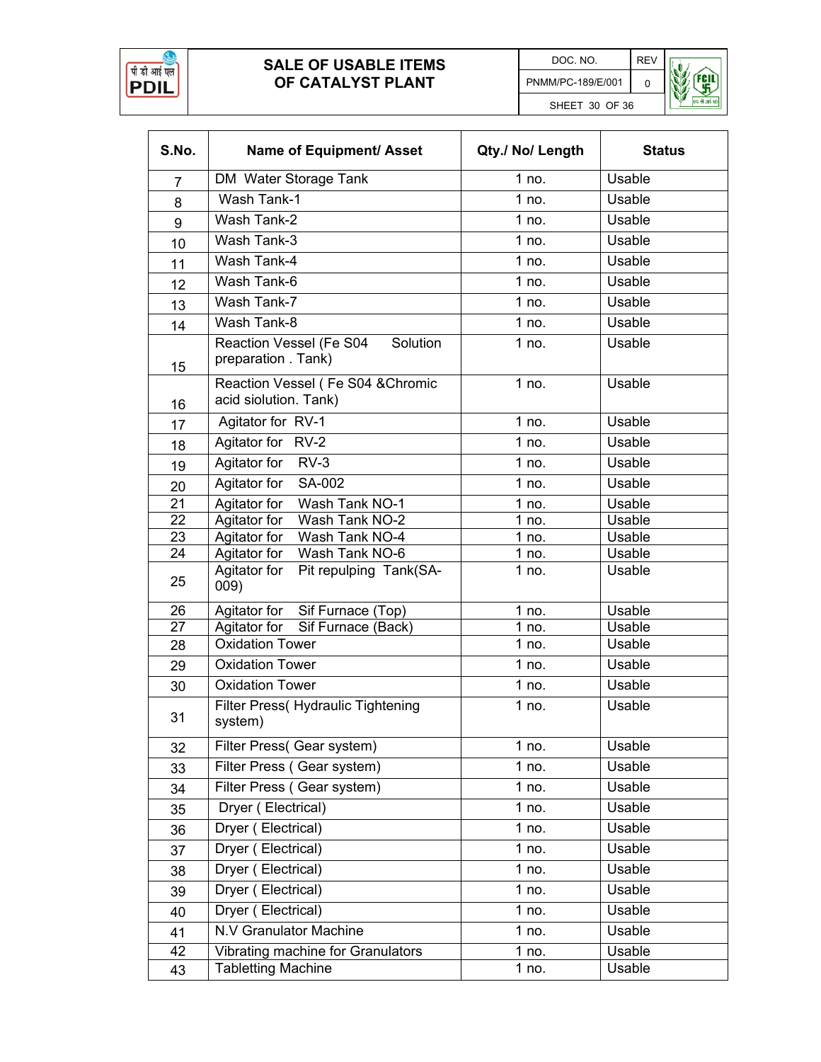# SALE OF USABLE ITEMS OF CATALYST PLANT

DOC. NO. PNMM/PC-189/E/001 REV 0

| S.No. | Name of Equipment/ Asset | Qty./ No/ Length | Status |
|---|---|---|---|
| 7 | DM Water Storage Tank | 1 no. | Usable |
| 8 | Wash Tank-1 | 1 no. | Usable |
| 9 | Wash Tank-2 | 1 no. | Usable |
| 10 | Wash Tank-3 | 1 no. | Usable |
| 11 | Wash Tank-4 | 1 no. | Usable |
| 12 | Wash Tank-6 | 1 no. | Usable |
| 13 | Wash Tank-7 | 1 no. | Usable |
| 14 | Wash Tank-8 | 1 no. | Usable |
| 15 | Reaction Vessel (Fe S04 Solution preparation . Tank) | 1 no. | Usable |
| 16 | Reaction Vessel ( Fe S04 &Chromic acid siolution. Tank) | 1 no. | Usable |
| 17 | Agitator for RV-1 | 1 no. | Usable |
| 18 | Agitator for RV-2 | 1 no. | Usable |
| 19 | Agitator for RV-3 | 1 no. | Usable |
| 20 | Agitator for SA-002 | 1 no. | Usable |
| 21 | Agitator for Wash Tank NO-1 | 1 no. | Usable |
| 22 | Agitator for Wash Tank NO-2 | 1 no. | Usable |
| 23 | Agitator for Wash Tank NO-4 | 1 no. | Usable |
| 24 | Agitator for Wash Tank NO-6 | 1 no. | Usable |
| 25 | Agitator for Pit repulping Tank(SA-009) | 1 no. | Usable |
| 26 | Agitator for Sif Furnace (Top) | 1 no. | Usable |
| 27 | Agitator for Sif Furnace (Back) | 1 no. | Usable |
| 28 | Oxidation Tower | 1 no. | Usable |
| 29 | Oxidation Tower | 1 no. | Usable |
| 30 | Oxidation Tower | 1 no. | Usable |
| 31 | Filter Press( Hydraulic Tightening system) | 1 no. | Usable |
| 32 | Filter Press( Gear system) | 1 no. | Usable |
| 33 | Filter Press ( Gear system) | 1 no. | Usable |
| 34 | Filter Press ( Gear system) | 1 no. | Usable |
| 35 | Dryer ( Electrical) | 1 no. | Usable |
| 36 | Dryer ( Electrical) | 1 no. | Usable |
| 37 | Dryer ( Electrical) | 1 no. | Usable |
| 38 | Dryer ( Electrical) | 1 no. | Usable |
| 39 | Dryer ( Electrical) | 1 no. | Usable |
| 40 | Dryer ( Electrical) | 1 no. | Usable |
| 41 | N.V Granulator Machine | 1 no. | Usable |
| 42 | Vibrating machine for Granulators | 1 no. | Usable |
| 43 | Tabletting Machine | 1 no. | Usable |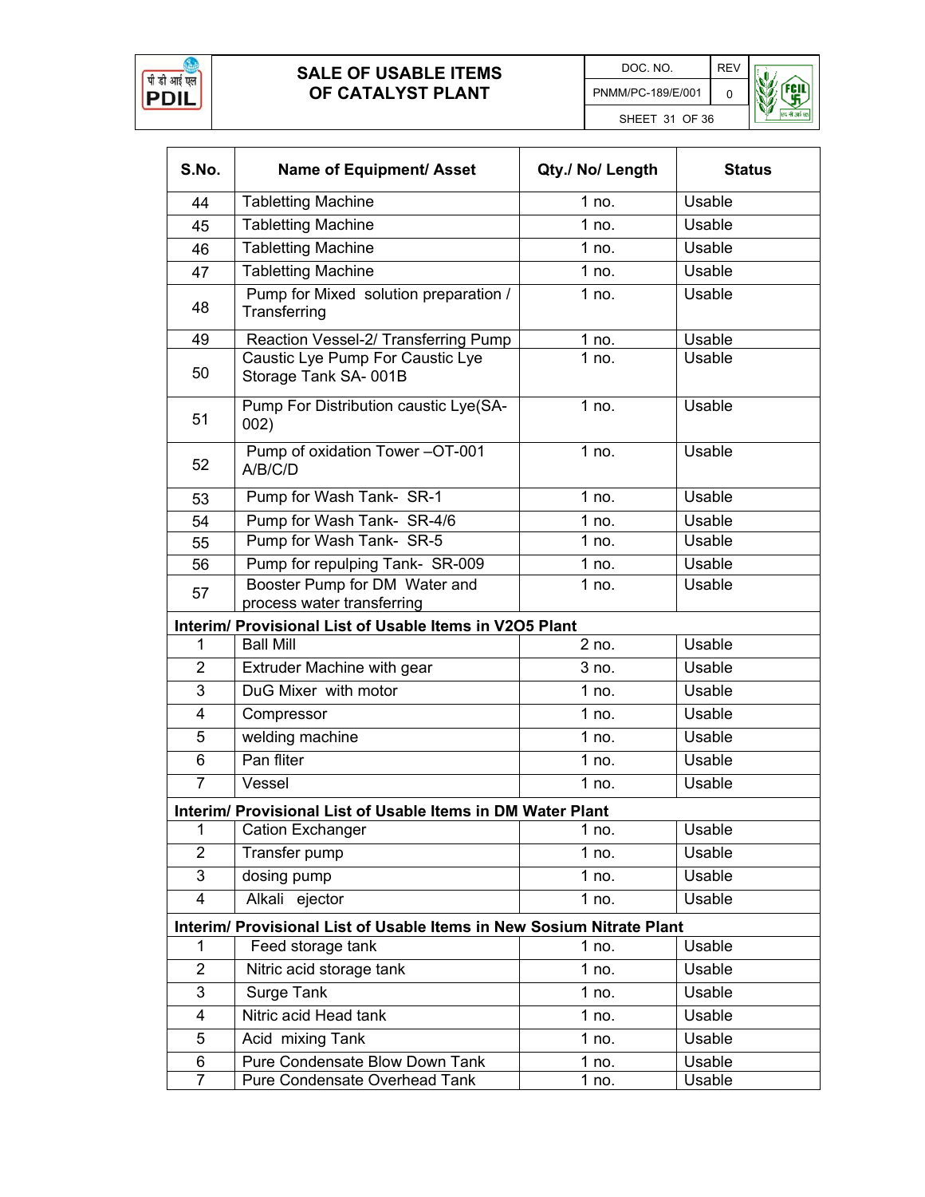| S.No. | Name of Equipment/ Asset | Qty./ No/ Length | Status |
|---|---|---|---|
| 44 | Tabletting Machine | 1 no. | Usable |
| 45 | Tabletting Machine | 1 no. | Usable |
| 46 | Tabletting Machine | 1 no. | Usable |
| 47 | Tabletting Machine | 1 no. | Usable |
| 48 | Pump for Mixed solution preparation / Transferring | 1 no. | Usable |
| 49 | Reaction Vessel-2/ Transferring Pump | 1 no. | Usable |
| 50 | Caustic Lye Pump For Caustic Lye Storage Tank SA- 001B | 1 no. | Usable |
| 51 | Pump For Distribution caustic Lye(SA-002) | 1 no. | Usable |
| 52 | Pump of oxidation Tower –OT-001 A/B/C/D | 1 no. | Usable |
| 53 | Pump for Wash Tank- SR-1 | 1 no. | Usable |
| 54 | Pump for Wash Tank- SR-4/6 | 1 no. | Usable |
| 55 | Pump for Wash Tank- SR-5 | 1 no. | Usable |
| 56 | Pump for repulping Tank- SR-009 | 1 no. | Usable |
| 57 | Booster Pump for DM Water and process water transferring | 1 no. | Usable |
| **Interim/ Provisional List of Usable Items in V2O5 Plant** | | | |
| 1 | Ball Mill | 2 no. | Usable |
| 2 | Extruder Machine with gear | 3 no. | Usable |
| 3 | DuG Mixer with motor | 1 no. | Usable |
| 4 | Compressor | 1 no. | Usable |
| 5 | welding machine | 1 no. | Usable |
| 6 | Pan fliter | 1 no. | Usable |
| 7 | Vessel | 1 no. | Usable |
| **Interim/ Provisional List of Usable Items in DM Water Plant** | | | |
| 1 | Cation Exchanger | 1 no. | Usable |
| 2 | Transfer pump | 1 no. | Usable |
| 3 | dosing pump | 1 no. | Usable |
| 4 | Alkali ejector | 1 no. | Usable |
| **Interim/ Provisional List of Usable Items in New Sosium Nitrate Plant** | | | |
| 1 | Feed storage tank | 1 no. | Usable |
| 2 | Nitric acid storage tank | 1 no. | Usable |
| 3 | Surge Tank | 1 no. | Usable |
| 4 | Nitric acid Head tank | 1 no. | Usable |
| 5 | Acid mixing Tank | 1 no. | Usable |
| 6 | Pure Condensate Blow Down Tank | 1 no. | Usable |
| 7 | Pure Condensate Overhead Tank | 1 no. | Usable |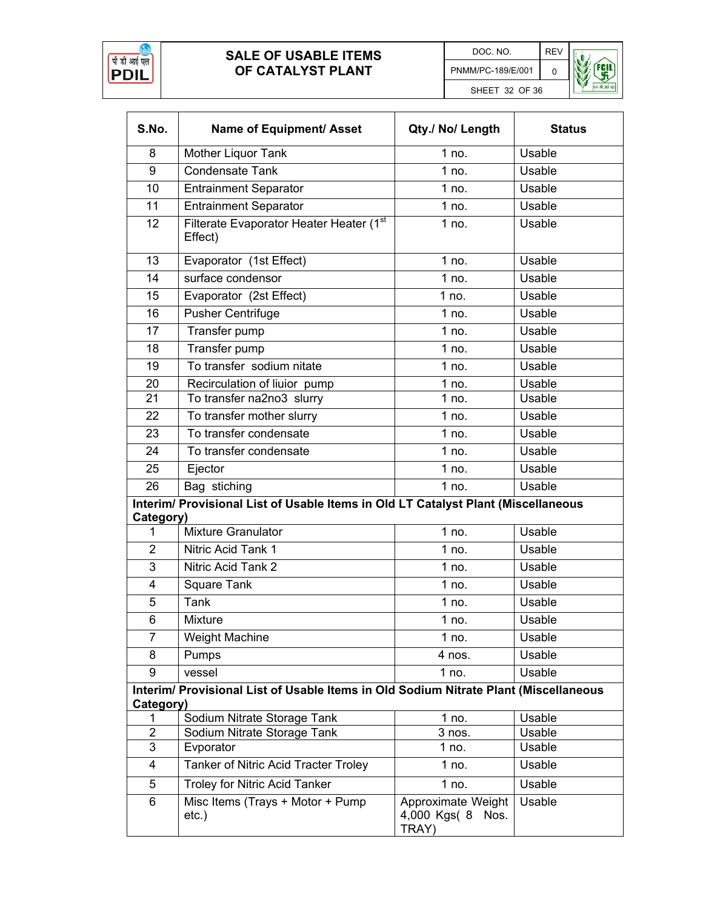| S.No. | Name of Equipment/ Asset | Qty./ No/ Length | Status |
|---|---|---|---|
| 8 | Mother Liquor Tank | 1 no. | Usable |
| 9 | Condensate Tank | 1 no. | Usable |
| 10 | Entrainment Separator | 1 no. | Usable |
| 11 | Entrainment Separator | 1 no. | Usable |
| 12 | Filterate Evaporator Heater Heater (1st Effect) | 1 no. | Usable |
| 13 | Evaporator (1st Effect) | 1 no. | Usable |
| 14 | surface condensor | 1 no. | Usable |
| 15 | Evaporator (2st Effect) | 1 no. | Usable |
| 16 | Pusher Centrifuge | 1 no. | Usable |
| 17 | Transfer pump | 1 no. | Usable |
| 18 | Transfer pump | 1 no. | Usable |
| 19 | To transfer sodium nitate | 1 no. | Usable |
| 20 | Recirculation of liuior pump | 1 no. | Usable |
| 21 | To transfer na2no3 slurry | 1 no. | Usable |
| 22 | To transfer mother slurry | 1 no. | Usable |
| 23 | To transfer condensate | 1 no. | Usable |
| 24 | To transfer condensate | 1 no. | Usable |
| 25 | Ejector | 1 no. | Usable |
| 26 | Bag stiching | 1 no. | Usable |
| **Interim/ Provisional List of Usable Items in Old LT Catalyst Plant (Miscellaneous Category)** | | | |
| 1 | Mixture Granulator | 1 no. | Usable |
| 2 | Nitric Acid Tank 1 | 1 no. | Usable |
| 3 | Nitric Acid Tank 2 | 1 no. | Usable |
| 4 | Square Tank | 1 no. | Usable |
| 5 | Tank | 1 no. | Usable |
| 6 | Mixture | 1 no. | Usable |
| 7 | Weight Machine | 1 no. | Usable |
| 8 | Pumps | 4 nos. | Usable |
| 9 | vessel | 1 no. | Usable |
| **Interim/ Provisional List of Usable Items in Old Sodium Nitrate Plant (Miscellaneous Category)** | | | |
| 1 | Sodium Nitrate Storage Tank | 1 no. | Usable |
| 2 | Sodium Nitrate Storage Tank | 3 nos. | Usable |
| 3 | Evporator | 1 no. | Usable |
| 4 | Tanker of Nitric Acid Tracter Troley | 1 no. | Usable |
| 5 | Troley for Nitric Acid Tanker | 1 no. | Usable |
| 6 | Misc Items (Trays + Motor + Pump etc.) | Approximate Weight 4,000 Kgs( 8 Nos. TRAY) | Usable |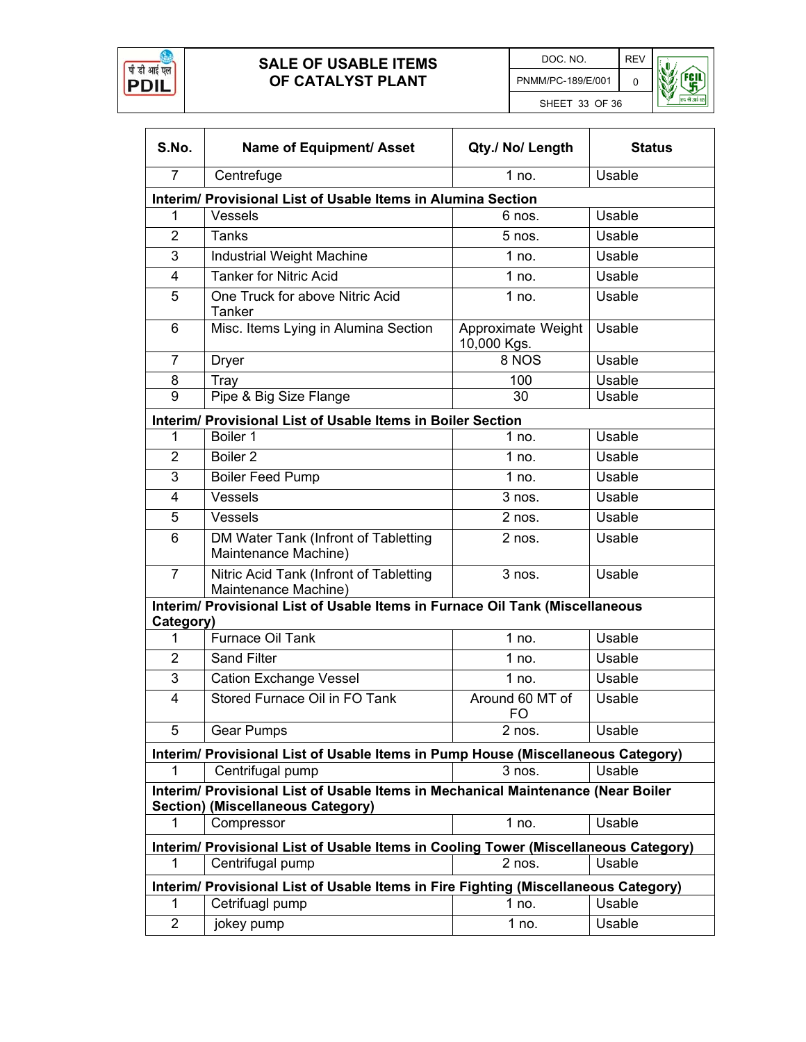| S.No. | Name of Equipment/ Asset | Qty./ No/ Length | Status |
|---|---|---|---|
| 7 | Centrefuge | 1 no. | Usable |
| **Interim/ Provisional List of Usable Items in Alumina Section** | | | |
| 1 | Vessels | 6 nos. | Usable |
| 2 | Tanks | 5 nos. | Usable |
| 3 | Industrial Weight Machine | 1 no. | Usable |
| 4 | Tanker for Nitric Acid | 1 no. | Usable |
| 5 | One Truck for above Nitric Acid Tanker | 1 no. | Usable |
| 6 | Misc. Items Lying in Alumina Section | Approximate Weight 10,000 Kgs. | Usable |
| 7 | Dryer | 8 NOS | Usable |
| 8 | Tray | 100 | Usable |
| 9 | Pipe & Big Size Flange | 30 | Usable |
| **Interim/ Provisional List of Usable Items in Boiler Section** | | | |
| 1 | Boiler 1 | 1 no. | Usable |
| 2 | Boiler 2 | 1 no. | Usable |
| 3 | Boiler Feed Pump | 1 no. | Usable |
| 4 | Vessels | 3 nos. | Usable |
| 5 | Vessels | 2 nos. | Usable |
| 6 | DM Water Tank (Infront of Tabletting Maintenance Machine) | 2 nos. | Usable |
| 7 | Nitric Acid Tank (Infront of Tabletting Maintenance Machine) | 3 nos. | Usable |
| **Interim/ Provisional List of Usable Items in Furnace Oil Tank (Miscellaneous Category)** | | | |
| 1 | Furnace Oil Tank | 1 no. | Usable |
| 2 | Sand Filter | 1 no. | Usable |
| 3 | Cation Exchange Vessel | 1 no. | Usable |
| 4 | Stored Furnace Oil in FO Tank | Around 60 MT of FO | Usable |
| 5 | Gear Pumps | 2 nos. | Usable |
| **Interim/ Provisional List of Usable Items in Pump House (Miscellaneous Category)** | | | |
| 1 | Centrifugal pump | 3 nos. | Usable |
| **Interim/ Provisional List of Usable Items in Mechanical Maintenance (Near Boiler Section) (Miscellaneous Category)** | | | |
| 1 | Compressor | 1 no. | Usable |
| **Interim/ Provisional List of Usable Items in Cooling Tower (Miscellaneous Category)** | | | |
| 1 | Centrifugal pump | 2 nos. | Usable |
| **Interim/ Provisional List of Usable Items in Fire Fighting (Miscellaneous Category)** | | | |
| 1 | Cetrifuagl pump | 1 no. | Usable |
| 2 | jokey pump | 1 no. | Usable |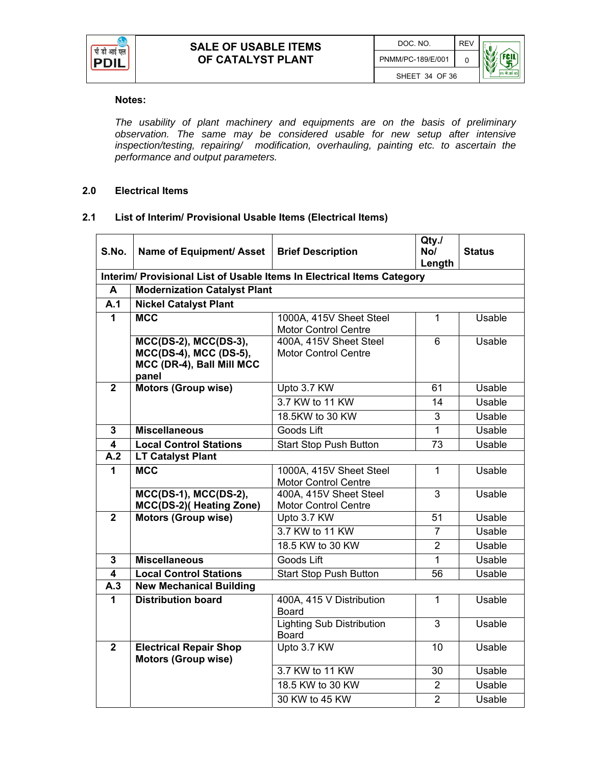**Notes:**

*The usability of plant machinery and equipments are on the basis of preliminary observation. The same may be considered usable for new setup after intensive inspection/testing, repairing/ modification, overhauling, painting etc. to ascertain the performance and output parameters.*

## 2.0 Electrical Items

### 2.1 List of Interim/ Provisional Usable Items (Electrical Items)

| S.No. | Name of Equipment/ Asset | Brief Description | Qty./ No/ Length | Status |
|---|---|---|---|---|
| **Interim/ Provisional List of Usable Items In Electrical Items Category** | | | | |
| **A** | **Modernization Catalyst Plant** | | | |
| **A.1** | **Nickel Catalyst Plant** | | | |
| **1** | **MCC** | 1000A, 415V Sheet Steel Motor Control Centre | 1 | Usable |
| | **MCC(DS-2), MCC(DS-3), MCC(DS-4), MCC (DS-5), MCC (DR-4), Ball Mill MCC panel** | 400A, 415V Sheet Steel Motor Control Centre | 6 | Usable |
| **2** | **Motors (Group wise)** | Upto 3.7 KW | 61 | Usable |
| | | 3.7 KW to 11 KW | 14 | Usable |
| | | 18.5KW to 30 KW | 3 | Usable |
| **3** | **Miscellaneous** | Goods Lift | 1 | Usable |
| **4** | **Local Control Stations** | Start Stop Push Button | 73 | Usable |
| **A.2** | **LT Catalyst Plant** | | | |
| **1** | **MCC** | 1000A, 415V Sheet Steel Motor Control Centre | 1 | Usable |
| | **MCC(DS-1), MCC(DS-2), MCC(DS-2)( Heating Zone)** | 400A, 415V Sheet Steel Motor Control Centre | 3 | Usable |
| **2** | **Motors (Group wise)** | Upto 3.7 KW | 51 | Usable |
| | | 3.7 KW to 11 KW | 7 | Usable |
| | | 18.5 KW to 30 KW | 2 | Usable |
| **3** | **Miscellaneous** | Goods Lift | 1 | Usable |
| **4** | **Local Control Stations** | Start Stop Push Button | 56 | Usable |
| **A.3** | **New Mechanical Building** | | | |
| **1** | **Distribution board** | 400A, 415 V Distribution Board | 1 | Usable |
| | | Lighting Sub Distribution Board | 3 | Usable |
| **2** | **Electrical Repair Shop Motors (Group wise)** | Upto 3.7 KW | 10 | Usable |
| | | 3.7 KW to 11 KW | 30 | Usable |
| | | 18.5 KW to 30 KW | 2 | Usable |
| | | 30 KW to 45 KW | 2 | Usable |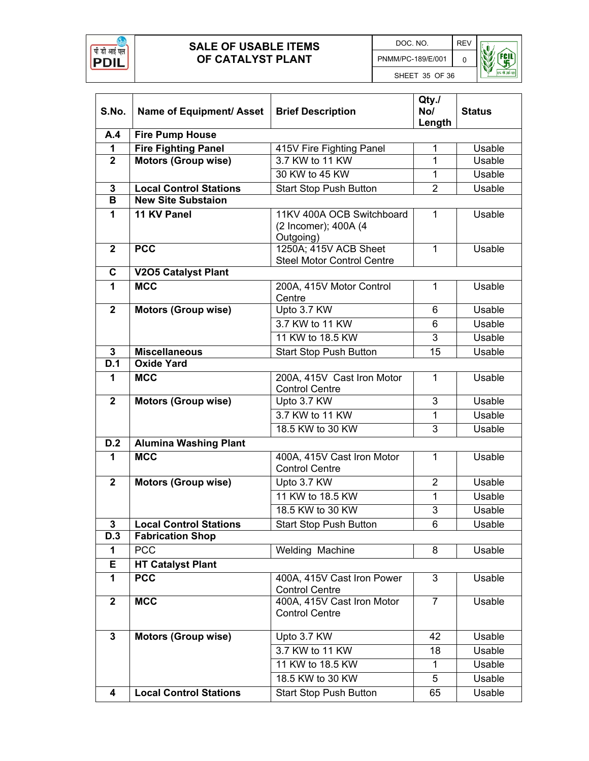| S.No. | Name of Equipment/ Asset | Brief Description | Qty./ No/ Length | Status |
|---|---|---|---|---|
| **A.4** | **Fire Pump House** | | | |
| **1** | **Fire Fighting Panel** | 415V Fire Fighting Panel | 1 | Usable |
| **2** | **Motors (Group wise)** | 3.7 KW to 11 KW | 1 | Usable |
| | | 30 KW to 45 KW | 1 | Usable |
| **3** | **Local Control Stations** | Start Stop Push Button | 2 | Usable |
| **B** | **New Site Substaion** | | | |
| **1** | **11 KV Panel** | 11KV 400A OCB Switchboard (2 Incomer); 400A (4 Outgoing) | 1 | Usable |
| **2** | **PCC** | 1250A; 415V ACB Sheet Steel Motor Control Centre | 1 | Usable |
| **C** | **V2O5 Catalyst Plant** | | | |
| **1** | **MCC** | 200A, 415V Motor Control Centre | 1 | Usable |
| **2** | **Motors (Group wise)** | Upto 3.7 KW | 6 | Usable |
| | | 3.7 KW to 11 KW | 6 | Usable |
| | | 11 KW to 18.5 KW | 3 | Usable |
| **3** | **Miscellaneous** | Start Stop Push Button | 15 | Usable |
| **D.1** | **Oxide Yard** | | | |
| **1** | **MCC** | 200A, 415V Cast Iron Motor Control Centre | 1 | Usable |
| **2** | **Motors (Group wise)** | Upto 3.7 KW | 3 | Usable |
| | | 3.7 KW to 11 KW | 1 | Usable |
| | | 18.5 KW to 30 KW | 3 | Usable |
| **D.2** | **Alumina Washing Plant** | | | |
| **1** | **MCC** | 400A, 415V Cast Iron Motor Control Centre | 1 | Usable |
| **2** | **Motors (Group wise)** | Upto 3.7 KW | 2 | Usable |
| | | 11 KW to 18.5 KW | 1 | Usable |
| | | 18.5 KW to 30 KW | 3 | Usable |
| **3** | **Local Control Stations** | Start Stop Push Button | 6 | Usable |
| **D.3** | **Fabrication Shop** | | | |
| **1** | PCC | Welding Machine | 8 | Usable |
| **E** | **HT Catalyst Plant** | | | |
| **1** | **PCC** | 400A, 415V Cast Iron Power Control Centre | 3 | Usable |
| **2** | **MCC** | 400A, 415V Cast Iron Motor Control Centre | 7 | Usable |
| **3** | **Motors (Group wise)** | Upto 3.7 KW | 42 | Usable |
| | | 3.7 KW to 11 KW | 18 | Usable |
| | | 11 KW to 18.5 KW | 1 | Usable |
| | | 18.5 KW to 30 KW | 5 | Usable |
| **4** | **Local Control Stations** | Start Stop Push Button | 65 | Usable |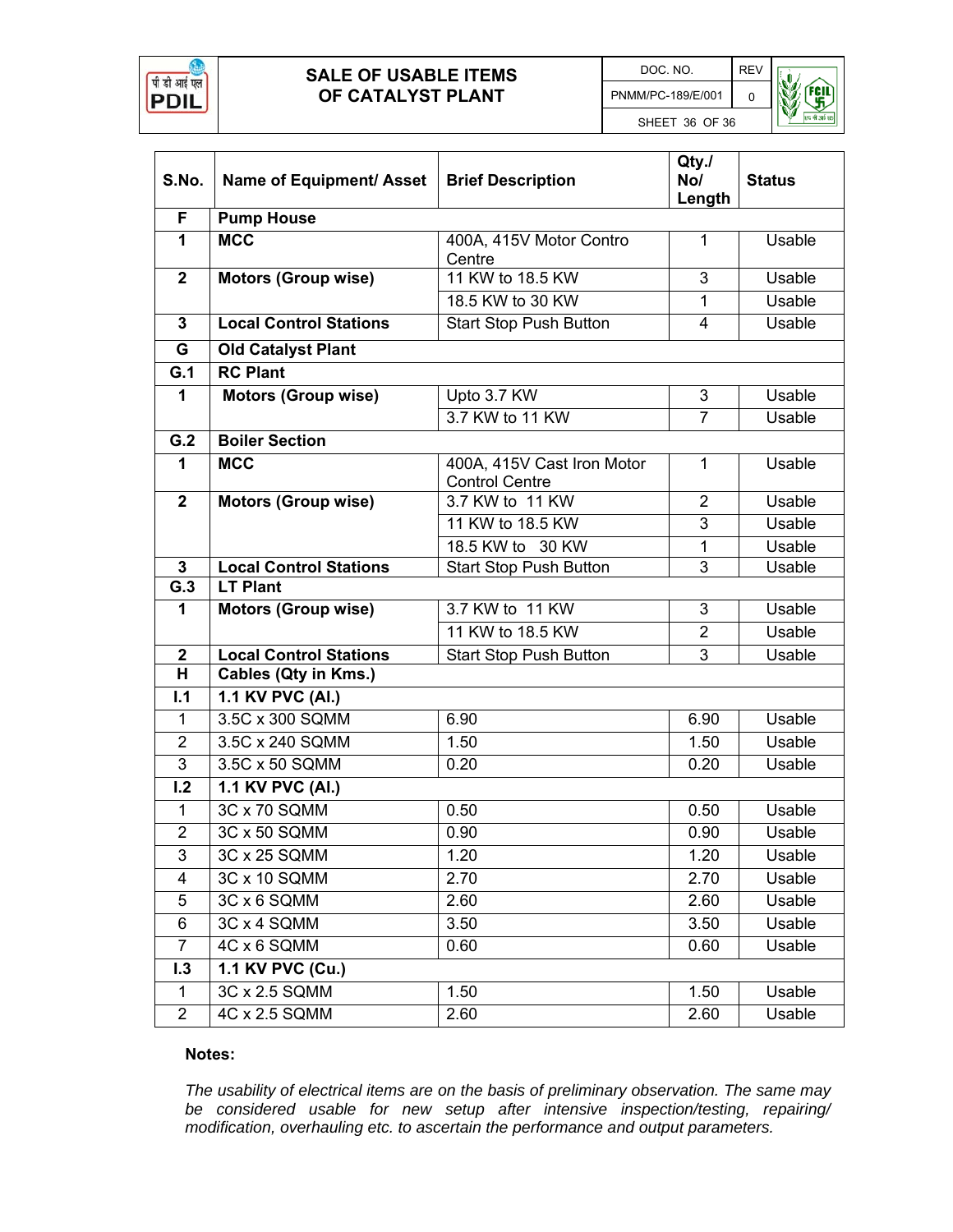| S.No. | Name of Equipment/ Asset | Brief Description | Qty./ No/ Length | Status |
|---|---|---|---|---|
| **F** | **Pump House** | | | |
| **1** | **MCC** | 400A, 415V Motor Contro Centre | 1 | Usable |
| **2** | **Motors (Group wise)** | 11 KW to 18.5 KW | 3 | Usable |
| | | 18.5 KW to 30 KW | 1 | Usable |
| **3** | **Local Control Stations** | Start Stop Push Button | 4 | Usable |
| **G** | **Old Catalyst Plant** | | | |
| **G.1** | **RC Plant** | | | |
| **1** | **Motors (Group wise)** | Upto 3.7 KW | 3 | Usable |
| | | 3.7 KW to 11 KW | 7 | Usable |
| **G.2** | **Boiler Section** | | | |
| **1** | **MCC** | 400A, 415V Cast Iron Motor Control Centre | 1 | Usable |
| **2** | **Motors (Group wise)** | 3.7 KW to 11 KW | 2 | Usable |
| | | 11 KW to 18.5 KW | 3 | Usable |
| | | 18.5 KW to 30 KW | 1 | Usable |
| **3** | **Local Control Stations** | Start Stop Push Button | 3 | Usable |
| **G.3** | **LT Plant** | | | |
| **1** | **Motors (Group wise)** | 3.7 KW to 11 KW | 3 | Usable |
| | | 11 KW to 18.5 KW | 2 | Usable |
| **2** | **Local Control Stations** | Start Stop Push Button | 3 | Usable |
| **H** | **Cables (Qty in Kms.)** | | | |
| **I.1** | **1.1 KV PVC (Al.)** | | | |
| 1 | 3.5C x 300 SQMM | 6.90 | 6.90 | Usable |
| 2 | 3.5C x 240 SQMM | 1.50 | 1.50 | Usable |
| 3 | 3.5C x 50 SQMM | 0.20 | 0.20 | Usable |
| **I.2** | **1.1 KV PVC (Al.)** | | | |
| 1 | 3C x 70 SQMM | 0.50 | 0.50 | Usable |
| 2 | 3C x 50 SQMM | 0.90 | 0.90 | Usable |
| 3 | 3C x 25 SQMM | 1.20 | 1.20 | Usable |
| 4 | 3C x 10 SQMM | 2.70 | 2.70 | Usable |
| 5 | 3C x 6 SQMM | 2.60 | 2.60 | Usable |
| 6 | 3C x 4 SQMM | 3.50 | 3.50 | Usable |
| 7 | 4C x 6 SQMM | 0.60 | 0.60 | Usable |
| **I.3** | **1.1 KV PVC (Cu.)** | | | |
| 1 | 3C x 2.5 SQMM | 1.50 | 1.50 | Usable |
| 2 | 4C x 2.5 SQMM | 2.60 | 2.60 | Usable |

**Notes:**

*The usability of electrical items are on the basis of preliminary observation. The same may be considered usable for new setup after intensive inspection/testing, repairing/ modification, overhauling etc. to ascertain the performance and output parameters.*